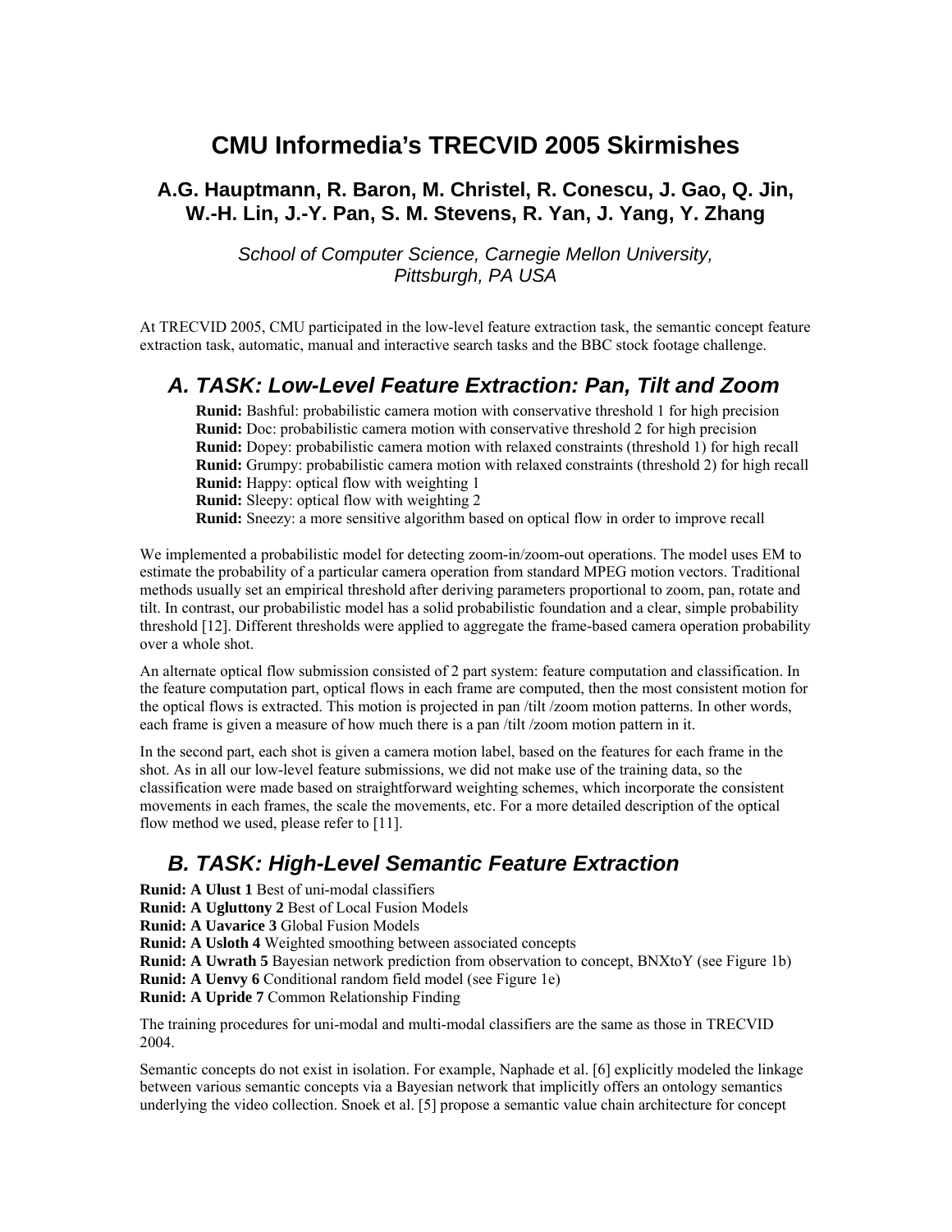# CMU Informedia's TRECVID 2005 Skirmishes

### A.G. Hauptmann, R. Baron, M. Christel, R. Conescu, J. Gao, Q. Jin, W.-H. Lin, J.-Y. Pan, S. M. Stevens, R. Yan, J. Yang, Y. Zhang

*School of Computer Science, Carnegie Mellon University, Pittsburgh, PA USA*

At TRECVID 2005, CMU participated in the low-level feature extraction task, the semantic concept feature extraction task, automatic, manual and interactive search tasks and the BBC stock footage challenge.

## A. TASK: Low-Level Feature Extraction: Pan, Tilt and Zoom

**Runid:** Bashful: probabilistic camera motion with conservative threshold 1 for high precision
**Runid:** Doc: probabilistic camera motion with conservative threshold 2 for high precision
**Runid:** Dopey: probabilistic camera motion with relaxed constraints (threshold 1) for high recall
**Runid:** Grumpy: probabilistic camera motion with relaxed constraints (threshold 2) for high recall
**Runid:** Happy: optical flow with weighting 1
**Runid:** Sleepy: optical flow with weighting 2
**Runid:** Sneezy: a more sensitive algorithm based on optical flow in order to improve recall

We implemented a probabilistic model for detecting zoom-in/zoom-out operations. The model uses EM to estimate the probability of a particular camera operation from standard MPEG motion vectors. Traditional methods usually set an empirical threshold after deriving parameters proportional to zoom, pan, rotate and tilt. In contrast, our probabilistic model has a solid probabilistic foundation and a clear, simple probability threshold [12]. Different thresholds were applied to aggregate the frame-based camera operation probability over a whole shot.

An alternate optical flow submission consisted of 2 part system: feature computation and classification. In the feature computation part, optical flows in each frame are computed, then the most consistent motion for the optical flows is extracted. This motion is projected in pan /tilt /zoom motion patterns. In other words, each frame is given a measure of how much there is a pan /tilt /zoom motion pattern in it.

In the second part, each shot is given a camera motion label, based on the features for each frame in the shot. As in all our low-level feature submissions, we did not make use of the training data, so the classification were made based on straightforward weighting schemes, which incorporate the consistent movements in each frames, the scale the movements, etc. For a more detailed description of the optical flow method we used, please refer to [11].

## B. TASK: High-Level Semantic Feature Extraction

**Runid: A Ulust 1** Best of uni-modal classifiers
**Runid: A Ugluttony 2** Best of Local Fusion Models
**Runid: A Uavarice 3** Global Fusion Models
**Runid: A Usloth 4** Weighted smoothing between associated concepts
**Runid: A Uwrath 5** Bayesian network prediction from observation to concept, BNXtoY (see Figure 1b)
**Runid: A Uenvy 6** Conditional random field model (see Figure 1e)
**Runid: A Upride 7** Common Relationship Finding

The training procedures for uni-modal and multi-modal classifiers are the same as those in TRECVID 2004.

Semantic concepts do not exist in isolation. For example, Naphade et al. [6] explicitly modeled the linkage between various semantic concepts via a Bayesian network that implicitly offers an ontology semantics underlying the video collection. Snoek et al. [5] propose a semantic value chain architecture for concept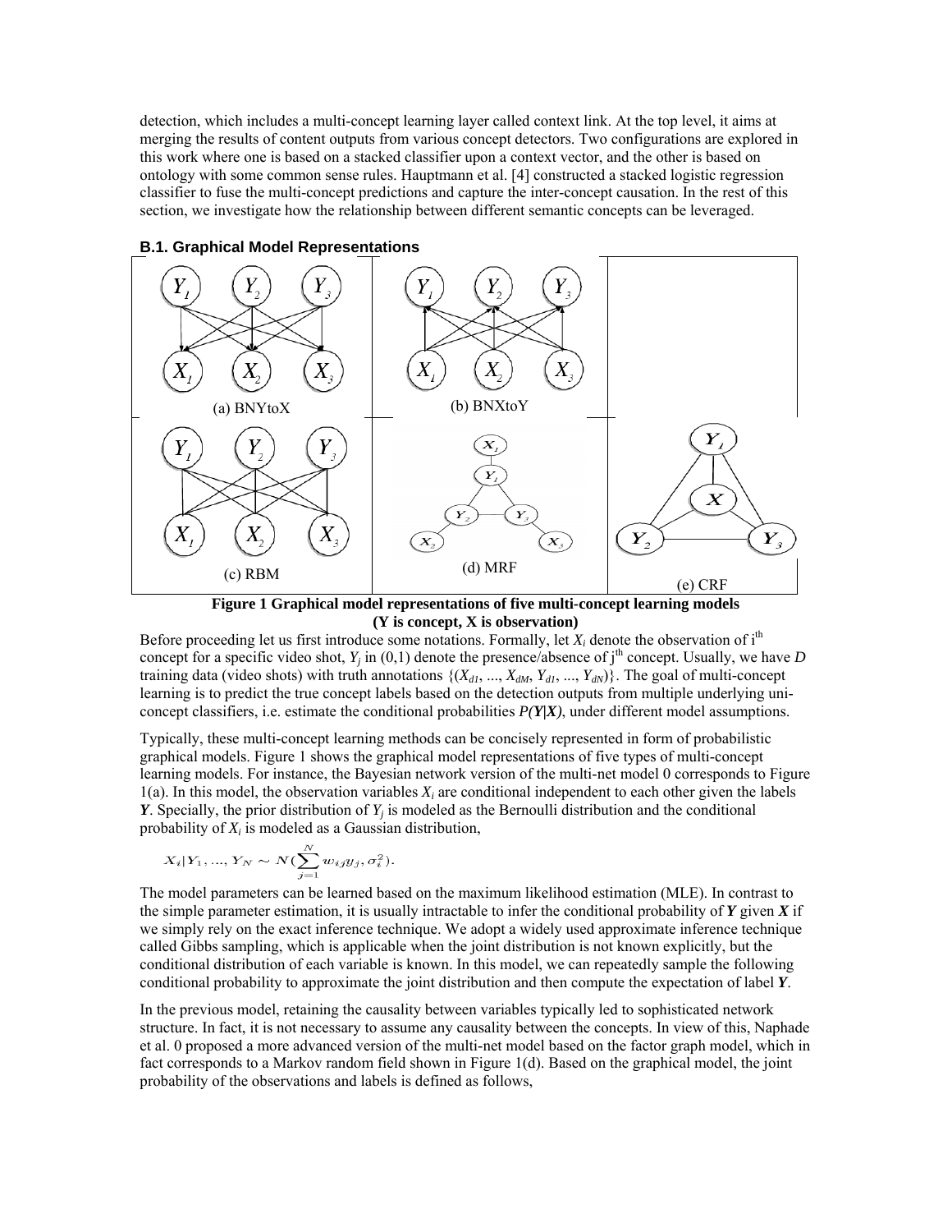detection, which includes a multi-concept learning layer called context link. At the top level, it aims at merging the results of content outputs from various concept detectors. Two configurations are explored in this work where one is based on a stacked classifier upon a context vector, and the other is based on ontology with some common sense rules. Hauptmann et al. [4] constructed a stacked logistic regression classifier to fuse the multi-concept predictions and capture the inter-concept causation. In the rest of this section, we investigate how the relationship between different semantic concepts can be leveraged.

### B.1. Graphical Model Representations

(a) BNYtoX

(b) BNXtoY

(c) RBM

(d) MRF

(e) CRF

**Figure 1 Graphical model representations of five multi-concept learning models (Y is concept, X is observation)**

Before proceeding let us first introduce some notations. Formally, let $X_i$ denote the observation of i[th] concept for a specific video shot, $Y_j$ in (0,1) denote the presence/absence of j[th] concept. Usually, we have *D* training data (video shots) with truth annotations $\{(X_{d1}, ..., X_{dM}, Y_{d1}, ..., Y_{dN})\}$. The goal of multi-concept learning is to predict the true concept labels based on the detection outputs from multiple underlying uni-concept classifiers, i.e. estimate the conditional probabilities $P(\boldsymbol{Y}|\boldsymbol{X})$, under different model assumptions.

Typically, these multi-concept learning methods can be concisely represented in form of probabilistic graphical models. Figure 1 shows the graphical model representations of five types of multi-concept learning models. For instance, the Bayesian network version of the multi-net model 0 corresponds to Figure 1(a). In this model, the observation variables $X_i$ are conditional independent to each other given the labels $\boldsymbol{Y}$. Specially, the prior distribution of $Y_j$ is modeled as the Bernoulli distribution and the conditional probability of $X_i$ is modeled as a Gaussian distribution,

$$X_i|Y_1, ..., Y_N \sim N(\sum_{j=1}^{N} w_{ij}y_j, \sigma_i^2).$$

The model parameters can be learned based on the maximum likelihood estimation (MLE). In contrast to the simple parameter estimation, it is usually intractable to infer the conditional probability of $\boldsymbol{Y}$ given $\boldsymbol{X}$ if we simply rely on the exact inference technique. We adopt a widely used approximate inference technique called Gibbs sampling, which is applicable when the joint distribution is not known explicitly, but the conditional distribution of each variable is known. In this model, we can repeatedly sample the following conditional probability to approximate the joint distribution and then compute the expectation of label $\boldsymbol{Y}$.

In the previous model, retaining the causality between variables typically led to sophisticated network structure. In fact, it is not necessary to assume any causality between the concepts. In view of this, Naphade et al. 0 proposed a more advanced version of the multi-net model based on the factor graph model, which in fact corresponds to a Markov random field shown in Figure 1(d). Based on the graphical model, the joint probability of the observations and labels is defined as follows,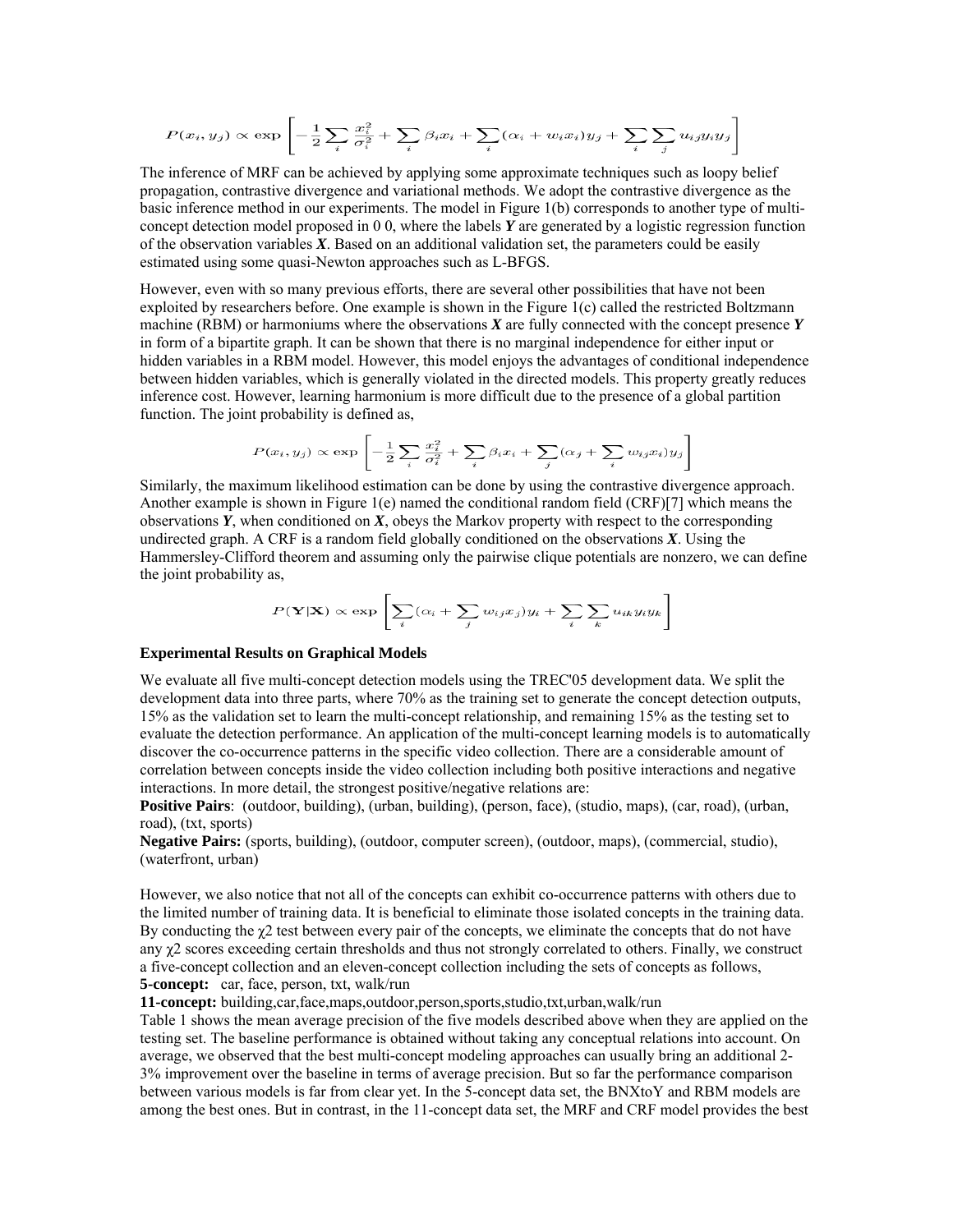$$P(x_i, y_j) \propto \exp\left[-\frac{1}{2}\sum_i \frac{x_i^2}{\sigma_i^2} + \sum_i \beta_i x_i + \sum_i (\alpha_i + w_i x_i) y_j + \sum_i \sum_j u_{ij} y_i y_j\right]$$

The inference of MRF can be achieved by applying some approximate techniques such as loopy belief propagation, contrastive divergence and variational methods. We adopt the contrastive divergence as the basic inference method in our experiments. The model in Figure 1(b) corresponds to another type of multi-concept detection model proposed in 0 0, where the labels ***Y*** are generated by a logistic regression function of the observation variables ***X***. Based on an additional validation set, the parameters could be easily estimated using some quasi-Newton approaches such as L-BFGS.

However, even with so many previous efforts, there are several other possibilities that have not been exploited by researchers before. One example is shown in the Figure 1(c) called the restricted Boltzmann machine (RBM) or harmoniums where the observations ***X*** are fully connected with the concept presence ***Y*** in form of a bipartite graph. It can be shown that there is no marginal independence for either input or hidden variables in a RBM model. However, this model enjoys the advantages of conditional independence between hidden variables, which is generally violated in the directed models. This property greatly reduces inference cost. However, learning harmonium is more difficult due to the presence of a global partition function. The joint probability is defined as,

$$P(x_i, y_j) \propto \exp\left[-\frac{1}{2}\sum_i \frac{x_i^2}{\sigma_i^2} + \sum_i \beta_i x_i + \sum_j (\alpha_j + \sum_i w_{ij} x_i) y_j\right]$$

Similarly, the maximum likelihood estimation can be done by using the contrastive divergence approach. Another example is shown in Figure 1(e) named the conditional random field (CRF)[7] which means the observations ***Y***, when conditioned on ***X***, obeys the Markov property with respect to the corresponding undirected graph. A CRF is a random field globally conditioned on the observations ***X***. Using the Hammersley-Clifford theorem and assuming only the pairwise clique potentials are nonzero, we can define the joint probability as,

$$P(\mathbf{Y}|\mathbf{X}) \propto \exp\left[\sum_i (\alpha_i + \sum_j w_{ij} x_j) y_i + \sum_i \sum_k u_{ik} y_i y_k\right]$$

**Experimental Results on Graphical Models**

We evaluate all five multi-concept detection models using the TREC'05 development data. We split the development data into three parts, where 70% as the training set to generate the concept detection outputs, 15% as the validation set to learn the multi-concept relationship, and remaining 15% as the testing set to evaluate the detection performance. An application of the multi-concept learning models is to automatically discover the co-occurrence patterns in the specific video collection. There are a considerable amount of correlation between concepts inside the video collection including both positive interactions and negative interactions. In more detail, the strongest positive/negative relations are:

**Positive Pairs**: (outdoor, building), (urban, building), (person, face), (studio, maps), (car, road), (urban, road), (txt, sports)

**Negative Pairs:** (sports, building), (outdoor, computer screen), (outdoor, maps), (commercial, studio), (waterfront, urban)

However, we also notice that not all of the concepts can exhibit co-occurrence patterns with others due to the limited number of training data. It is beneficial to eliminate those isolated concepts in the training data. By conducting the $\chi2$ test between every pair of the concepts, we eliminate the concepts that do not have any $\chi2$ scores exceeding certain thresholds and thus not strongly correlated to others. Finally, we construct a five-concept collection and an eleven-concept collection including the sets of concepts as follows,

**5-concept:** car, face, person, txt, walk/run

**11-concept:** building,car,face,maps,outdoor,person,sports,studio,txt,urban,walk/run

Table 1 shows the mean average precision of the five models described above when they are applied on the testing set. The baseline performance is obtained without taking any conceptual relations into account. On average, we observed that the best multi-concept modeling approaches can usually bring an additional 2-3% improvement over the baseline in terms of average precision. But so far the performance comparison between various models is far from clear yet. In the 5-concept data set, the BNXtoY and RBM models are among the best ones. But in contrast, in the 11-concept data set, the MRF and CRF model provides the best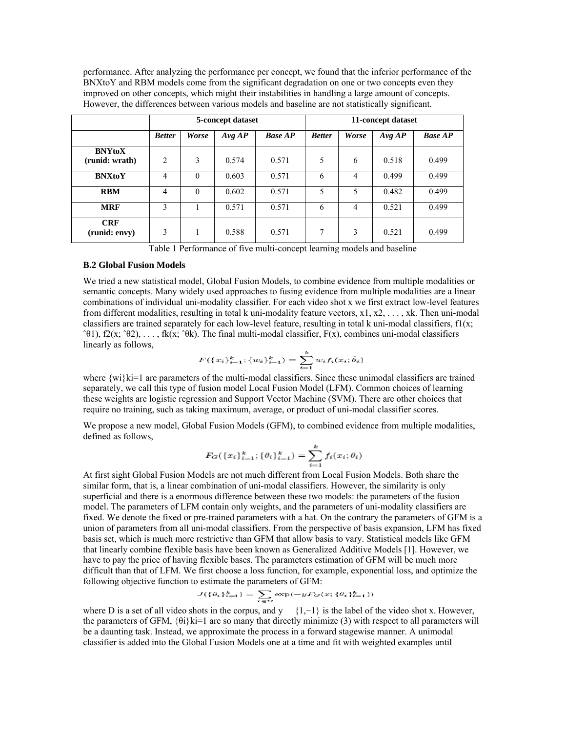performance. After analyzing the performance per concept, we found that the inferior performance of the BNXtoY and RBM models come from the significant degradation on one or two concepts even they improved on other concepts, which might their instabilities in handling a large amount of concepts. However, the differences between various models and baseline are not statistically significant.

| | 5-concept dataset | | | | 11-concept dataset | | | |
|---|---|---|---|---|---|---|---|---|
| | ***Better*** | ***Worse*** | ***Avg AP*** | ***Base AP*** | ***Better*** | ***Worse*** | ***Avg AP*** | ***Base AP*** |
| **BNYtoX (runid: wrath)** | 2 | 3 | 0.574 | 0.571 | 5 | 6 | 0.518 | 0.499 |
| **BNXtoY** | 4 | 0 | 0.603 | 0.571 | 6 | 4 | 0.499 | 0.499 |
| **RBM** | 4 | 0 | 0.602 | 0.571 | 5 | 5 | 0.482 | 0.499 |
| **MRF** | 3 | 1 | 0.571 | 0.571 | 6 | 4 | 0.521 | 0.499 |
| **CRF (runid: envy)** | 3 | 1 | 0.588 | 0.571 | 7 | 3 | 0.521 | 0.499 |

Table 1 Performance of five multi-concept learning models and baseline

### B.2 Global Fusion Models

We tried a new statistical model, Global Fusion Models, to combine evidence from multiple modalities or semantic concepts. Many widely used approaches to fusing evidence from multiple modalities are a linear combinations of individual uni-modality classifier. For each video shot x we first extract low-level features from different modalities, resulting in total k uni-modality feature vectors, $x_1, x_2, \ldots, x_k$. Then uni-modal classifiers are trained separately for each low-level feature, resulting in total k uni-modal classifiers, $f_1(x; \hat{\theta}_1), f_2(x; \hat{\theta}_2), \ldots, f_k(x; \hat{\theta}_k)$. The final multi-modal classifier, $F(x)$, combines uni-modal classifiers linearly as follows,

$$F(\{x_i\}_{i=1}^{k}; \{w_i\}_{i=1}^{k}) = \sum_{i=1}^{k} w_i f_i(x_i; \hat{\theta}_i)$$

where $\{w_i\}_{i=1}^{k}$ are parameters of the multi-modal classifiers. Since these unimodal classifiers are trained separately, we call this type of fusion model Local Fusion Model (LFM). Common choices of learning these weights are logistic regression and Support Vector Machine (SVM). There are other choices that require no training, such as taking maximum, average, or product of uni-modal classifier scores.

We propose a new model, Global Fusion Models (GFM), to combined evidence from multiple modalities, defined as follows,

$$F_G(\{x_i\}_{i=1}^{k}; \{\theta_i\}_{i=1}^{k}) = \sum_{i=1}^{k} f_i(x_i; \theta_i)$$

At first sight Global Fusion Models are not much different from Local Fusion Models. Both share the similar form, that is, a linear combination of uni-modal classifiers. However, the similarity is only superficial and there is a enormous difference between these two models: the parameters of the fusion model. The parameters of LFM contain only weights, and the parameters of uni-modality classifiers are fixed. We denote the fixed or pre-trained parameters with a hat. On the contrary the parameters of GFM is a union of parameters from all uni-modal classifiers. From the perspective of basis expansion, LFM has fixed basis set, which is much more restrictive than GFM that allow basis to vary. Statistical models like GFM that linearly combine flexible basis have been known as Generalized Additive Models [1]. However, we have to pay the price of having flexible bases. The parameters estimation of GFM will be much more difficult than that of LFM. We first choose a loss function, for example, exponential loss, and optimize the following objective function to estimate the parameters of GFM:

$$J(\{\theta_i\}_{i=1}^{k}) = \sum_{x \in D} \exp(-y F_G(x; \{\theta_i\}_{i=1}^{k}))$$

where D is a set of all video shots in the corpus, and $y \in \{1, -1\}$ is the label of the video shot x. However, the parameters of GFM, $\{\theta_i\}_{i=1}^{k}$ are so many that directly minimize (3) with respect to all parameters will be a daunting task. Instead, we approximate the process in a forward stagewise manner. A unimodal classifier is added into the Global Fusion Models one at a time and fit with weighted examples until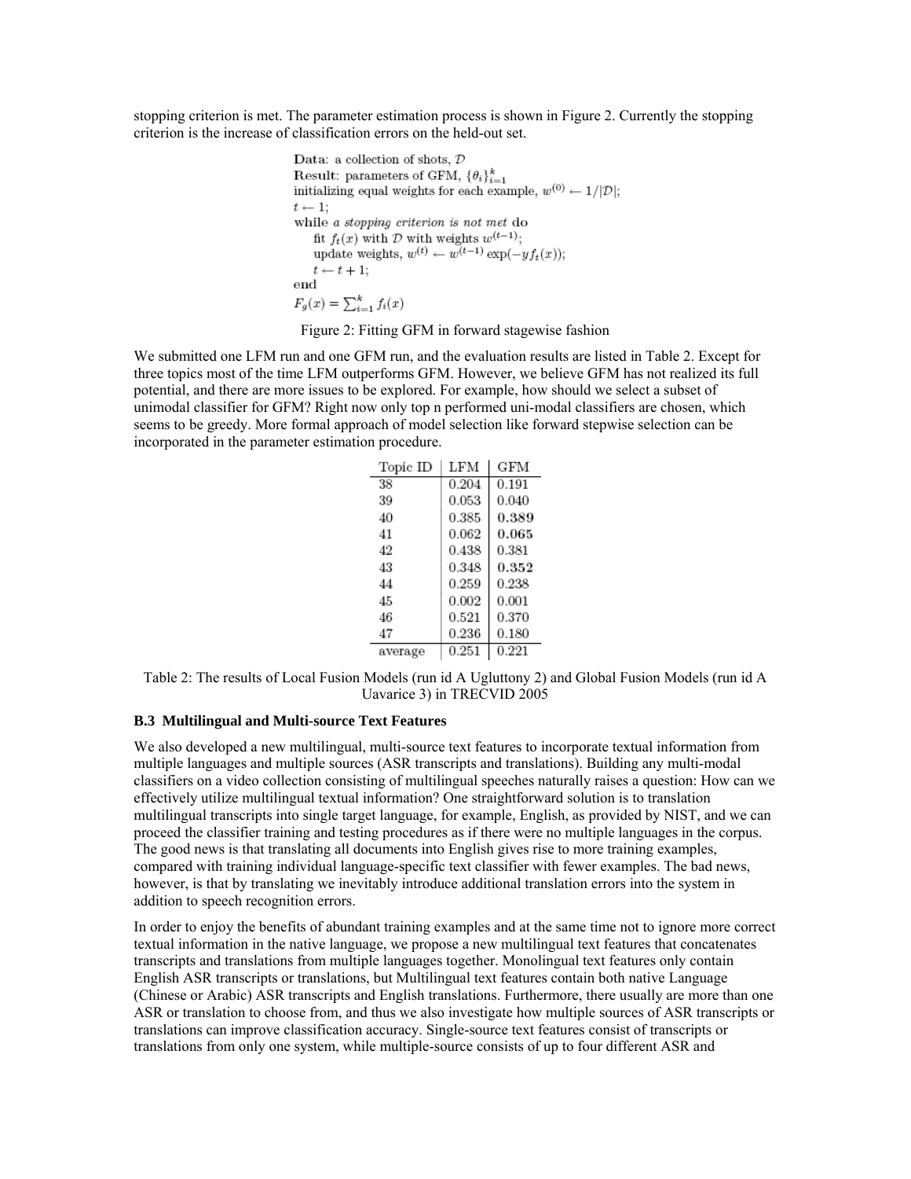stopping criterion is met. The parameter estimation process is shown in Figure 2. Currently the stopping criterion is the increase of classification errors on the held-out set.

```
Data: a collection of shots, D
Result: parameters of GFM, {θ_i}_{i=1}^k
initializing equal weights for each example, w^(0) ← 1/|D|;
t ← 1;
while a stopping criterion is not met do
    fit f_t(x) with D with weights w^(t-1);
    update weights, w^(t) ← w^(t-1) exp(-y f_t(x));
    t ← t + 1;
end
F_g(x) = Σ_{i=1}^k f_i(x)
```

Figure 2: Fitting GFM in forward stagewise fashion

We submitted one LFM run and one GFM run, and the evaluation results are listed in Table 2. Except for three topics most of the time LFM outperforms GFM. However, we believe GFM has not realized its full potential, and there are more issues to be explored. For example, how should we select a subset of unimodal classifier for GFM? Right now only top n performed uni-modal classifiers are chosen, which seems to be greedy. More formal approach of model selection like forward stepwise selection can be incorporated in the parameter estimation procedure.

| Topic ID | LFM | GFM |
|---|---|---|
| 38 | 0.204 | 0.191 |
| 39 | 0.053 | 0.040 |
| 40 | 0.385 | **0.389** |
| 41 | 0.062 | **0.065** |
| 42 | 0.438 | 0.381 |
| 43 | 0.348 | **0.352** |
| 44 | 0.259 | 0.238 |
| 45 | 0.002 | 0.001 |
| 46 | 0.521 | 0.370 |
| 47 | 0.236 | 0.180 |
| average | 0.251 | 0.221 |

Table 2: The results of Local Fusion Models (run id A Ugluttony 2) and Global Fusion Models (run id A Uavarice 3) in TRECVID 2005

### B.3 Multilingual and Multi-source Text Features

We also developed a new multilingual, multi-source text features to incorporate textual information from multiple languages and multiple sources (ASR transcripts and translations). Building any multi-modal classifiers on a video collection consisting of multilingual speeches naturally raises a question: How can we effectively utilize multilingual textual information? One straightforward solution is to translation multilingual transcripts into single target language, for example, English, as provided by NIST, and we can proceed the classifier training and testing procedures as if there were no multiple languages in the corpus. The good news is that translating all documents into English gives rise to more training examples, compared with training individual language-specific text classifier with fewer examples. The bad news, however, is that by translating we inevitably introduce additional translation errors into the system in addition to speech recognition errors.

In order to enjoy the benefits of abundant training examples and at the same time not to ignore more correct textual information in the native language, we propose a new multilingual text features that concatenates transcripts and translations from multiple languages together. Monolingual text features only contain English ASR transcripts or translations, but Multilingual text features contain both native Language (Chinese or Arabic) ASR transcripts and English translations. Furthermore, there usually are more than one ASR or translation to choose from, and thus we also investigate how multiple sources of ASR transcripts or translations can improve classification accuracy. Single-source text features consist of transcripts or translations from only one system, while multiple-source consists of up to four different ASR and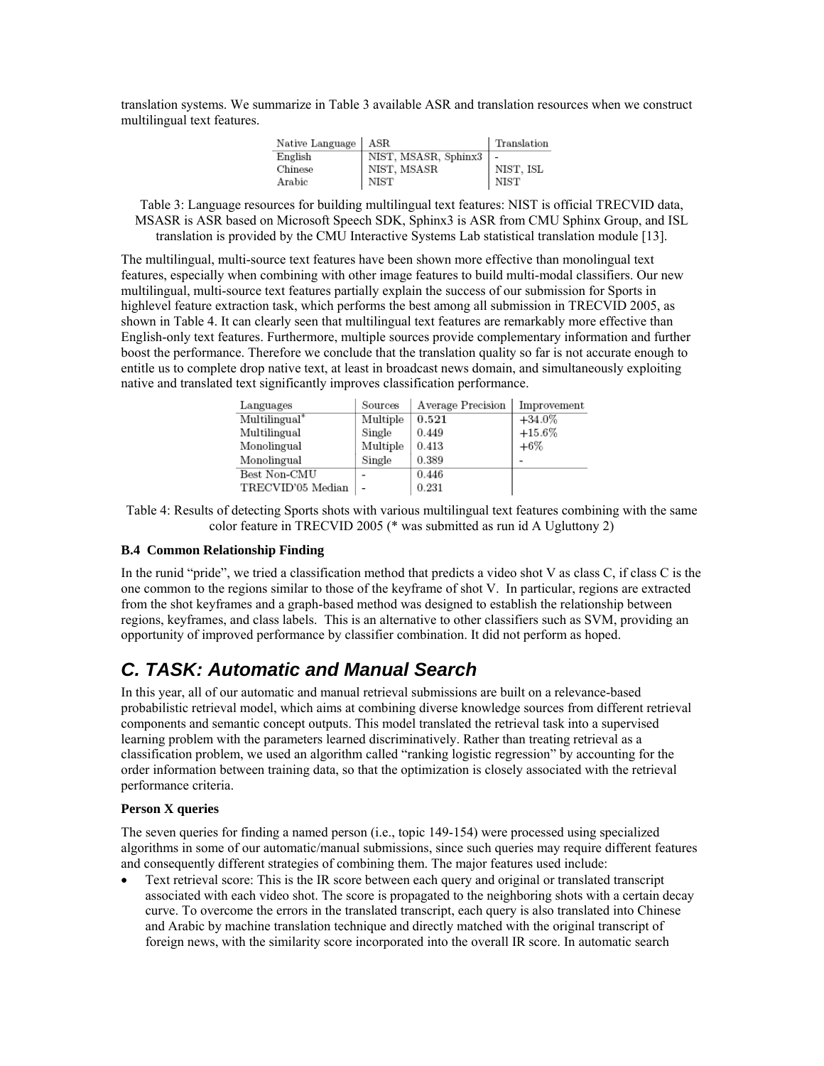translation systems. We summarize in Table 3 available ASR and translation resources when we construct multilingual text features.

| Native Language | ASR | Translation |
|---|---|---|
| English | NIST, MSASR, Sphinx3 | - |
| Chinese | NIST, MSASR | NIST, ISL |
| Arabic | NIST | NIST |

Table 3: Language resources for building multilingual text features: NIST is official TRECVID data, MSASR is ASR based on Microsoft Speech SDK, Sphinx3 is ASR from CMU Sphinx Group, and ISL translation is provided by the CMU Interactive Systems Lab statistical translation module [13].

The multilingual, multi-source text features have been shown more effective than monolingual text features, especially when combining with other image features to build multi-modal classifiers. Our new multilingual, multi-source text features partially explain the success of our submission for Sports in highlevel feature extraction task, which performs the best among all submission in TRECVID 2005, as shown in Table 4. It can clearly seen that multilingual text features are remarkably more effective than English-only text features. Furthermore, multiple sources provide complementary information and further boost the performance. Therefore we conclude that the translation quality so far is not accurate enough to entitle us to complete drop native text, at least in broadcast news domain, and simultaneously exploiting native and translated text significantly improves classification performance.

| Languages | Sources | Average Precision | Improvement |
|---|---|---|---|
| Multilingual* | Multiple | **0.521** | +34.0% |
| Multilingual | Single | 0.449 | +15.6% |
| Monolingual | Multiple | 0.413 | +6% |
| Monolingual | Single | 0.389 | - |
| Best Non-CMU | - | 0.446 | |
| TRECVID'05 Median | - | 0.231 | |

Table 4: Results of detecting Sports shots with various multilingual text features combining with the same color feature in TRECVID 2005 (* was submitted as run id A Ugluttony 2)

**B.4 Common Relationship Finding**

In the runid "pride", we tried a classification method that predicts a video shot V as class C, if class C is the one common to the regions similar to those of the keyframe of shot V. In particular, regions are extracted from the shot keyframes and a graph-based method was designed to establish the relationship between regions, keyframes, and class labels. This is an alternative to other classifiers such as SVM, providing an opportunity of improved performance by classifier combination. It did not perform as hoped.

## *C. TASK: Automatic and Manual Search*

In this year, all of our automatic and manual retrieval submissions are built on a relevance-based probabilistic retrieval model, which aims at combining diverse knowledge sources from different retrieval components and semantic concept outputs. This model translated the retrieval task into a supervised learning problem with the parameters learned discriminatively. Rather than treating retrieval as a classification problem, we used an algorithm called "ranking logistic regression" by accounting for the order information between training data, so that the optimization is closely associated with the retrieval performance criteria.

**Person X queries**

The seven queries for finding a named person (i.e., topic 149-154) were processed using specialized algorithms in some of our automatic/manual submissions, since such queries may require different features and consequently different strategies of combining them. The major features used include:

- Text retrieval score: This is the IR score between each query and original or translated transcript associated with each video shot. The score is propagated to the neighboring shots with a certain decay curve. To overcome the errors in the translated transcript, each query is also translated into Chinese and Arabic by machine translation technique and directly matched with the original transcript of foreign news, with the similarity score incorporated into the overall IR score. In automatic search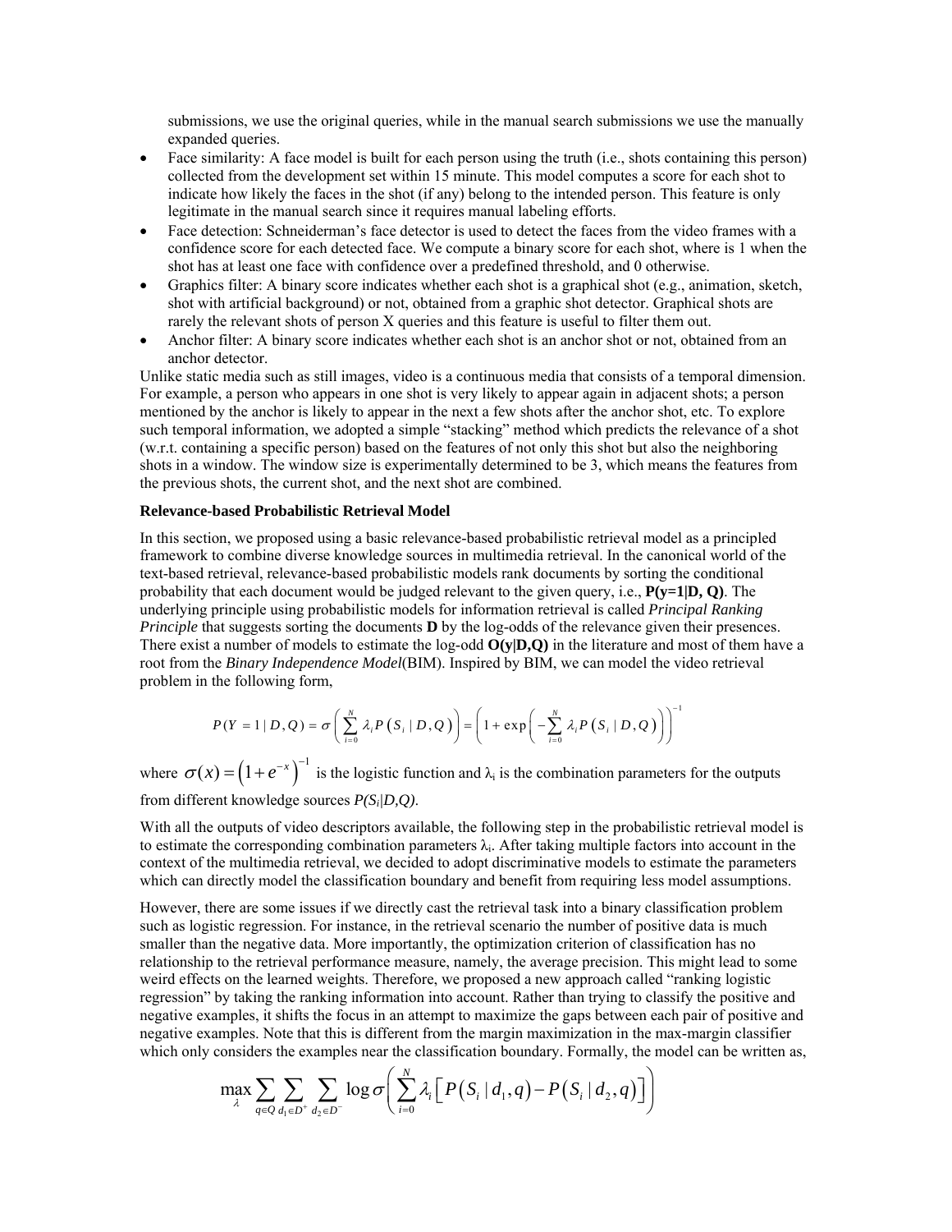submissions, we use the original queries, while in the manual search submissions we use the manually expanded queries.

- Face similarity: A face model is built for each person using the truth (i.e., shots containing this person) collected from the development set within 15 minute. This model computes a score for each shot to indicate how likely the faces in the shot (if any) belong to the intended person. This feature is only legitimate in the manual search since it requires manual labeling efforts.
- Face detection: Schneiderman's face detector is used to detect the faces from the video frames with a confidence score for each detected face. We compute a binary score for each shot, where is 1 when the shot has at least one face with confidence over a predefined threshold, and 0 otherwise.
- Graphics filter: A binary score indicates whether each shot is a graphical shot (e.g., animation, sketch, shot with artificial background) or not, obtained from a graphic shot detector. Graphical shots are rarely the relevant shots of person X queries and this feature is useful to filter them out.
- Anchor filter: A binary score indicates whether each shot is an anchor shot or not, obtained from an anchor detector.

Unlike static media such as still images, video is a continuous media that consists of a temporal dimension. For example, a person who appears in one shot is very likely to appear again in adjacent shots; a person mentioned by the anchor is likely to appear in the next a few shots after the anchor shot, etc. To explore such temporal information, we adopted a simple "stacking" method which predicts the relevance of a shot (w.r.t. containing a specific person) based on the features of not only this shot but also the neighboring shots in a window. The window size is experimentally determined to be 3, which means the features from the previous shots, the current shot, and the next shot are combined.

**Relevance-based Probabilistic Retrieval Model**

In this section, we proposed using a basic relevance-based probabilistic retrieval model as a principled framework to combine diverse knowledge sources in multimedia retrieval. In the canonical world of the text-based retrieval, relevance-based probabilistic models rank documents by sorting the conditional probability that each document would be judged relevant to the given query, i.e., **P(y=1|D, Q)**. The underlying principle using probabilistic models for information retrieval is called *Principal Ranking Principle* that suggests sorting the documents **D** by the log-odds of the relevance given their presences. There exist a number of models to estimate the log-odd **O(y|D,Q)** in the literature and most of them have a root from the *Binary Independence Model*(BIM). Inspired by BIM, we can model the video retrieval problem in the following form,

$$P(Y=1 \mid D,Q) = \sigma\left(\sum_{i=0}^{N} \lambda_i P\left(S_i \mid D,Q\right)\right) = \left(1+\exp\left(-\sum_{i=0}^{N} \lambda_i P\left(S_i \mid D,Q\right)\right)\right)^{-1}$$

where $\sigma(x) = \left(1+e^{-x}\right)^{-1}$ is the logistic function and $\lambda_i$ is the combination parameters for the outputs from different knowledge sources $P(S_i|D,Q)$.

With all the outputs of video descriptors available, the following step in the probabilistic retrieval model is to estimate the corresponding combination parameters $\lambda_i$. After taking multiple factors into account in the context of the multimedia retrieval, we decided to adopt discriminative models to estimate the parameters which can directly model the classification boundary and benefit from requiring less model assumptions.

However, there are some issues if we directly cast the retrieval task into a binary classification problem such as logistic regression. For instance, in the retrieval scenario the number of positive data is much smaller than the negative data. More importantly, the optimization criterion of classification has no relationship to the retrieval performance measure, namely, the average precision. This might lead to some weird effects on the learned weights. Therefore, we proposed a new approach called "ranking logistic regression" by taking the ranking information into account. Rather than trying to classify the positive and negative examples, it shifts the focus in an attempt to maximize the gaps between each pair of positive and negative examples. Note that this is different from the margin maximization in the max-margin classifier which only considers the examples near the classification boundary. Formally, the model can be written as,

$$\max_{\lambda} \sum_{q \in Q} \sum_{d_1 \in D^+} \sum_{d_2 \in D^-} \log \sigma\left(\sum_{i=0}^{N} \lambda_i \left[P\left(S_i \mid d_1, q\right) - P\left(S_i \mid d_2, q\right)\right]\right)$$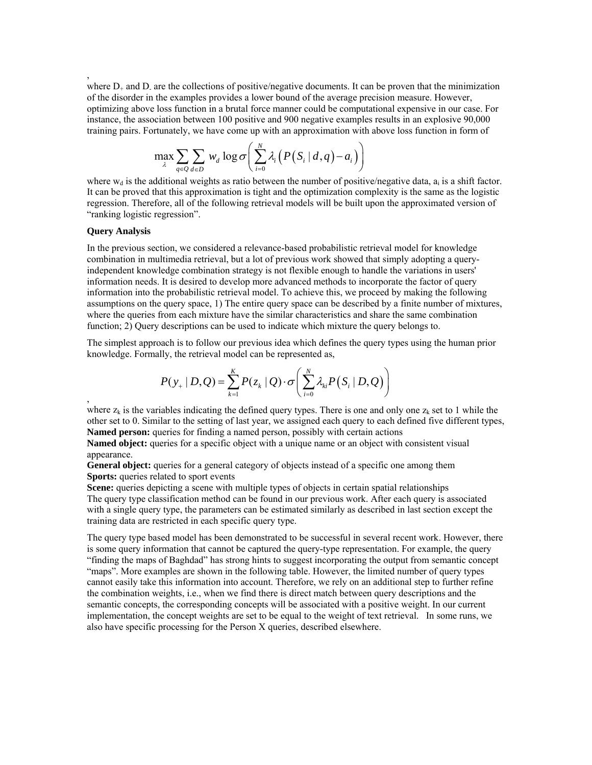,

where $D_+$ and $D_-$ are the collections of positive/negative documents. It can be proven that the minimization of the disorder in the examples provides a lower bound of the average precision measure. However, optimizing above loss function in a brutal force manner could be computational expensive in our case. For instance, the association between 100 positive and 900 negative examples results in an explosive 90,000 training pairs. Fortunately, we have come up with an approximation with above loss function in form of

$$\max_{\lambda} \sum_{q \in Q} \sum_{d \in D} w_d \log \sigma \left( \sum_{i=0}^{N} \lambda_i \left( P\left(S_i \mid d, q\right) - a_i \right) \right)$$

where $w_d$ is the additional weights as ratio between the number of positive/negative data, $a_i$ is a shift factor. It can be proved that this approximation is tight and the optimization complexity is the same as the logistic regression. Therefore, all of the following retrieval models will be built upon the approximated version of "ranking logistic regression".

**Query Analysis**

In the previous section, we considered a relevance-based probabilistic retrieval model for knowledge combination in multimedia retrieval, but a lot of previous work showed that simply adopting a query-independent knowledge combination strategy is not flexible enough to handle the variations in users' information needs. It is desired to develop more advanced methods to incorporate the factor of query information into the probabilistic retrieval model. To achieve this, we proceed by making the following assumptions on the query space, 1) The entire query space can be described by a finite number of mixtures, where the queries from each mixture have the similar characteristics and share the same combination function; 2) Query descriptions can be used to indicate which mixture the query belongs to.

The simplest approach is to follow our previous idea which defines the query types using the human prior knowledge. Formally, the retrieval model can be represented as,

$$P(y_+ \mid D, Q) = \sum_{k=1}^{K} P(z_k \mid Q) \cdot \sigma \left( \sum_{i=0}^{N} \lambda_{ki} P\left(S_i \mid D, Q\right) \right)$$

,

where $z_k$ is the variables indicating the defined query types. There is one and only one $z_k$ set to 1 while the other set to 0. Similar to the setting of last year, we assigned each query to each defined five different types,

**Named person:** queries for finding a named person, possibly with certain actions

**Named object:** queries for a specific object with a unique name or an object with consistent visual appearance.

**General object:** queries for a general category of objects instead of a specific one among them

**Sports:** queries related to sport events

**Scene:** queries depicting a scene with multiple types of objects in certain spatial relationships

The query type classification method can be found in our previous work. After each query is associated with a single query type, the parameters can be estimated similarly as described in last section except the training data are restricted in each specific query type.

The query type based model has been demonstrated to be successful in several recent work. However, there is some query information that cannot be captured the query-type representation. For example, the query "finding the maps of Baghdad" has strong hints to suggest incorporating the output from semantic concept "maps". More examples are shown in the following table. However, the limited number of query types cannot easily take this information into account. Therefore, we rely on an additional step to further refine the combination weights, i.e., when we find there is direct match between query descriptions and the semantic concepts, the corresponding concepts will be associated with a positive weight. In our current implementation, the concept weights are set to be equal to the weight of text retrieval. In some runs, we also have specific processing for the Person X queries, described elsewhere.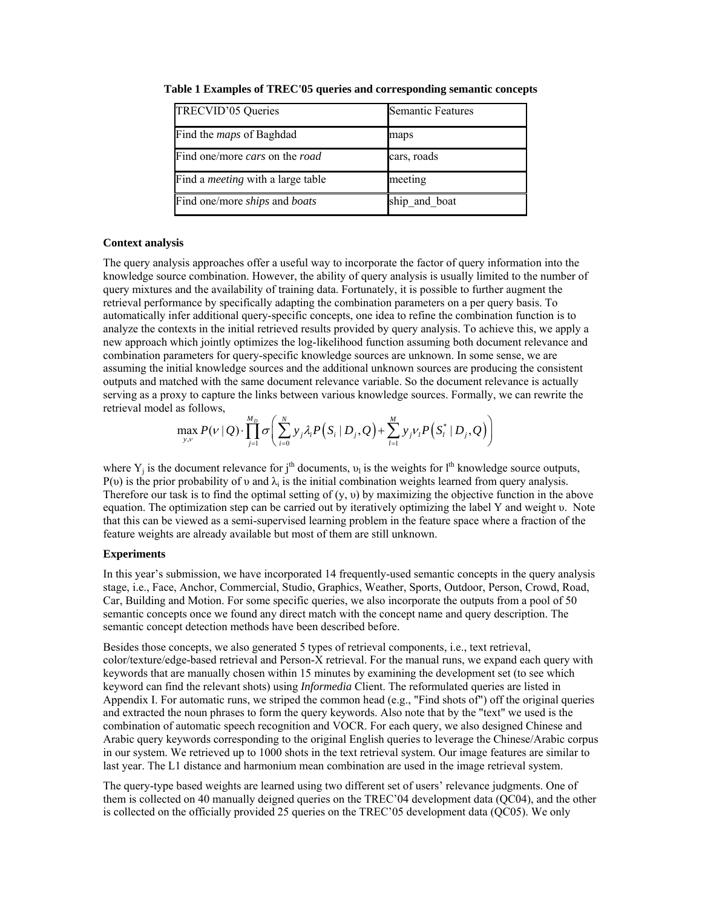**Table 1 Examples of TREC'05 queries and corresponding semantic concepts**

| TRECVID'05 Queries | Semantic Features |
|---|---|
| Find the *maps* of Baghdad | maps |
| Find one/more *cars* on the *road* | cars, roads |
| Find a *meeting* with a large table | meeting |
| Find one/more *ships* and *boats* | ship_and_boat |

**Context analysis**

The query analysis approaches offer a useful way to incorporate the factor of query information into the knowledge source combination. However, the ability of query analysis is usually limited to the number of query mixtures and the availability of training data. Fortunately, it is possible to further augment the retrieval performance by specifically adapting the combination parameters on a per query basis. To automatically infer additional query-specific concepts, one idea to refine the combination function is to analyze the contexts in the initial retrieved results provided by query analysis. To achieve this, we apply a new approach which jointly optimizes the log-likelihood function assuming both document relevance and combination parameters for query-specific knowledge sources are unknown. In some sense, we are assuming the initial knowledge sources and the additional unknown sources are producing the consistent outputs and matched with the same document relevance variable. So the document relevance is actually serving as a proxy to capture the links between various knowledge sources. Formally, we can rewrite the retrieval model as follows,

$$\max_{y,\nu} P(\nu \mid Q) \cdot \prod_{j=1}^{M_D} \sigma\left( \sum_{i=0}^{N} y_j \lambda_i P\left(S_i \mid D_j, Q\right) + \sum_{l=1}^{M} y_j \nu_l P\left(S_l^* \mid D_j, Q\right) \right)$$

where $Y_j$ is the document relevance for $j^{th}$ documents, $\upsilon_l$ is the weights for $l^{th}$ knowledge source outputs, $P(\upsilon)$ is the prior probability of $\upsilon$ and $\lambda_i$ is the initial combination weights learned from query analysis. Therefore our task is to find the optimal setting of $(y, \upsilon)$ by maximizing the objective function in the above equation. The optimization step can be carried out by iteratively optimizing the label Y and weight $\upsilon$. Note that this can be viewed as a semi-supervised learning problem in the feature space where a fraction of the feature weights are already available but most of them are still unknown.

**Experiments**

In this year's submission, we have incorporated 14 frequently-used semantic concepts in the query analysis stage, i.e., Face, Anchor, Commercial, Studio, Graphics, Weather, Sports, Outdoor, Person, Crowd, Road, Car, Building and Motion. For some specific queries, we also incorporate the outputs from a pool of 50 semantic concepts once we found any direct match with the concept name and query description. The semantic concept detection methods have been described before.

Besides those concepts, we also generated 5 types of retrieval components, i.e., text retrieval, color/texture/edge-based retrieval and Person-X retrieval. For the manual runs, we expand each query with keywords that are manually chosen within 15 minutes by examining the development set (to see which keyword can find the relevant shots) using *Informedia* Client. The reformulated queries are listed in Appendix I. For automatic runs, we striped the common head (e.g., "Find shots of") off the original queries and extracted the noun phrases to form the query keywords. Also note that by the "text" we used is the combination of automatic speech recognition and VOCR. For each query, we also designed Chinese and Arabic query keywords corresponding to the original English queries to leverage the Chinese/Arabic corpus in our system. We retrieved up to 1000 shots in the text retrieval system. Our image features are similar to last year. The L1 distance and harmonium mean combination are used in the image retrieval system.

The query-type based weights are learned using two different set of users' relevance judgments. One of them is collected on 40 manually deigned queries on the TREC'04 development data (QC04), and the other is collected on the officially provided 25 queries on the TREC'05 development data (QC05). We only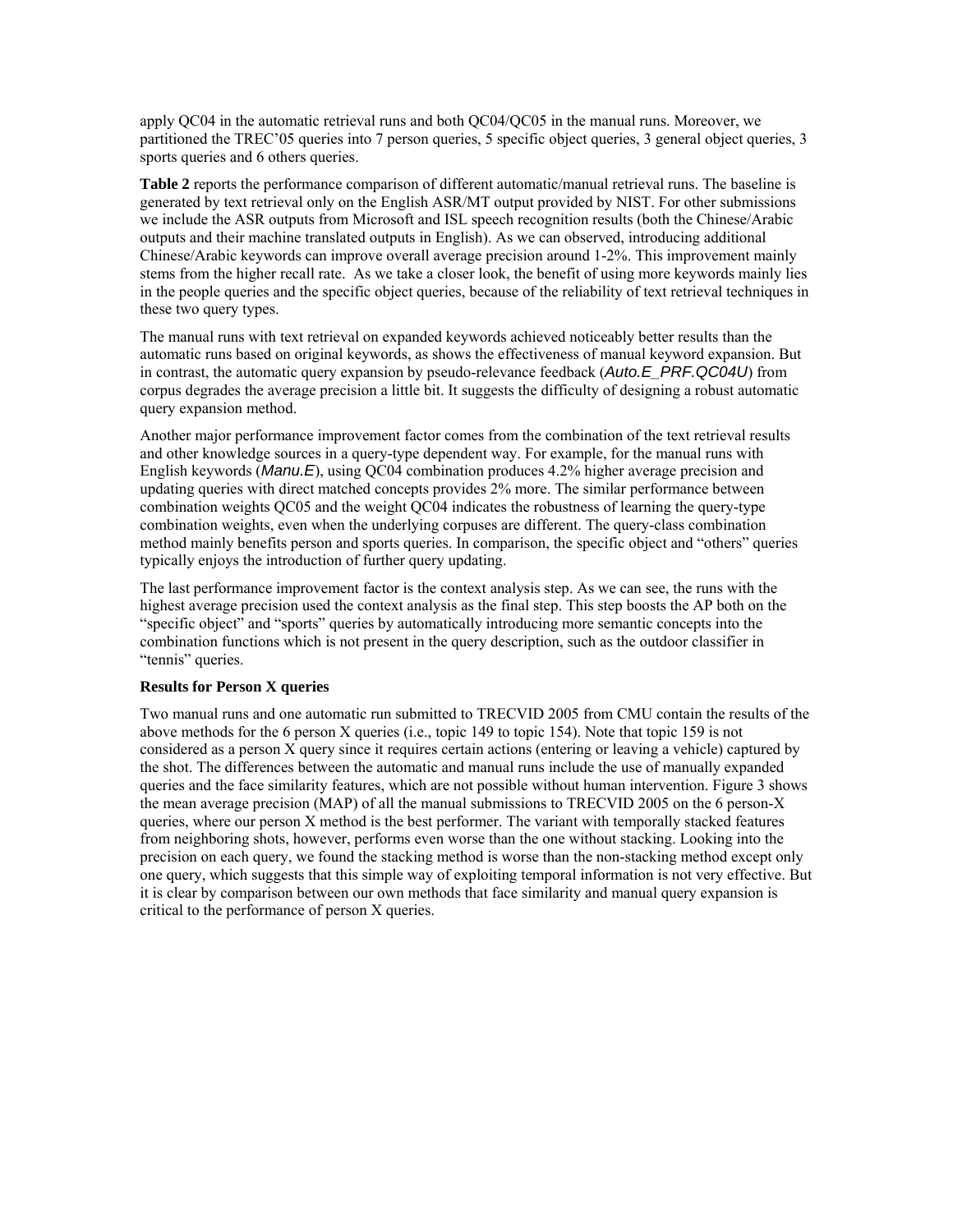apply QC04 in the automatic retrieval runs and both QC04/QC05 in the manual runs. Moreover, we partitioned the TREC'05 queries into 7 person queries, 5 specific object queries, 3 general object queries, 3 sports queries and 6 others queries.

**Table 2** reports the performance comparison of different automatic/manual retrieval runs. The baseline is generated by text retrieval only on the English ASR/MT output provided by NIST. For other submissions we include the ASR outputs from Microsoft and ISL speech recognition results (both the Chinese/Arabic outputs and their machine translated outputs in English). As we can observed, introducing additional Chinese/Arabic keywords can improve overall average precision around 1-2%. This improvement mainly stems from the higher recall rate. As we take a closer look, the benefit of using more keywords mainly lies in the people queries and the specific object queries, because of the reliability of text retrieval techniques in these two query types.

The manual runs with text retrieval on expanded keywords achieved noticeably better results than the automatic runs based on original keywords, as shows the effectiveness of manual keyword expansion. But in contrast, the automatic query expansion by pseudo-relevance feedback (*Auto.E_PRF.QC04U*) from corpus degrades the average precision a little bit. It suggests the difficulty of designing a robust automatic query expansion method.

Another major performance improvement factor comes from the combination of the text retrieval results and other knowledge sources in a query-type dependent way. For example, for the manual runs with English keywords (*Manu.E*), using QC04 combination produces 4.2% higher average precision and updating queries with direct matched concepts provides 2% more. The similar performance between combination weights QC05 and the weight QC04 indicates the robustness of learning the query-type combination weights, even when the underlying corpuses are different. The query-class combination method mainly benefits person and sports queries. In comparison, the specific object and "others" queries typically enjoys the introduction of further query updating.

The last performance improvement factor is the context analysis step. As we can see, the runs with the highest average precision used the context analysis as the final step. This step boosts the AP both on the "specific object" and "sports" queries by automatically introducing more semantic concepts into the combination functions which is not present in the query description, such as the outdoor classifier in "tennis" queries.

**Results for Person X queries**

Two manual runs and one automatic run submitted to TRECVID 2005 from CMU contain the results of the above methods for the 6 person X queries (i.e., topic 149 to topic 154). Note that topic 159 is not considered as a person X query since it requires certain actions (entering or leaving a vehicle) captured by the shot. The differences between the automatic and manual runs include the use of manually expanded queries and the face similarity features, which are not possible without human intervention. Figure 3 shows the mean average precision (MAP) of all the manual submissions to TRECVID 2005 on the 6 person-X queries, where our person X method is the best performer. The variant with temporally stacked features from neighboring shots, however, performs even worse than the one without stacking. Looking into the precision on each query, we found the stacking method is worse than the non-stacking method except only one query, which suggests that this simple way of exploiting temporal information is not very effective. But it is clear by comparison between our own methods that face similarity and manual query expansion is critical to the performance of person X queries.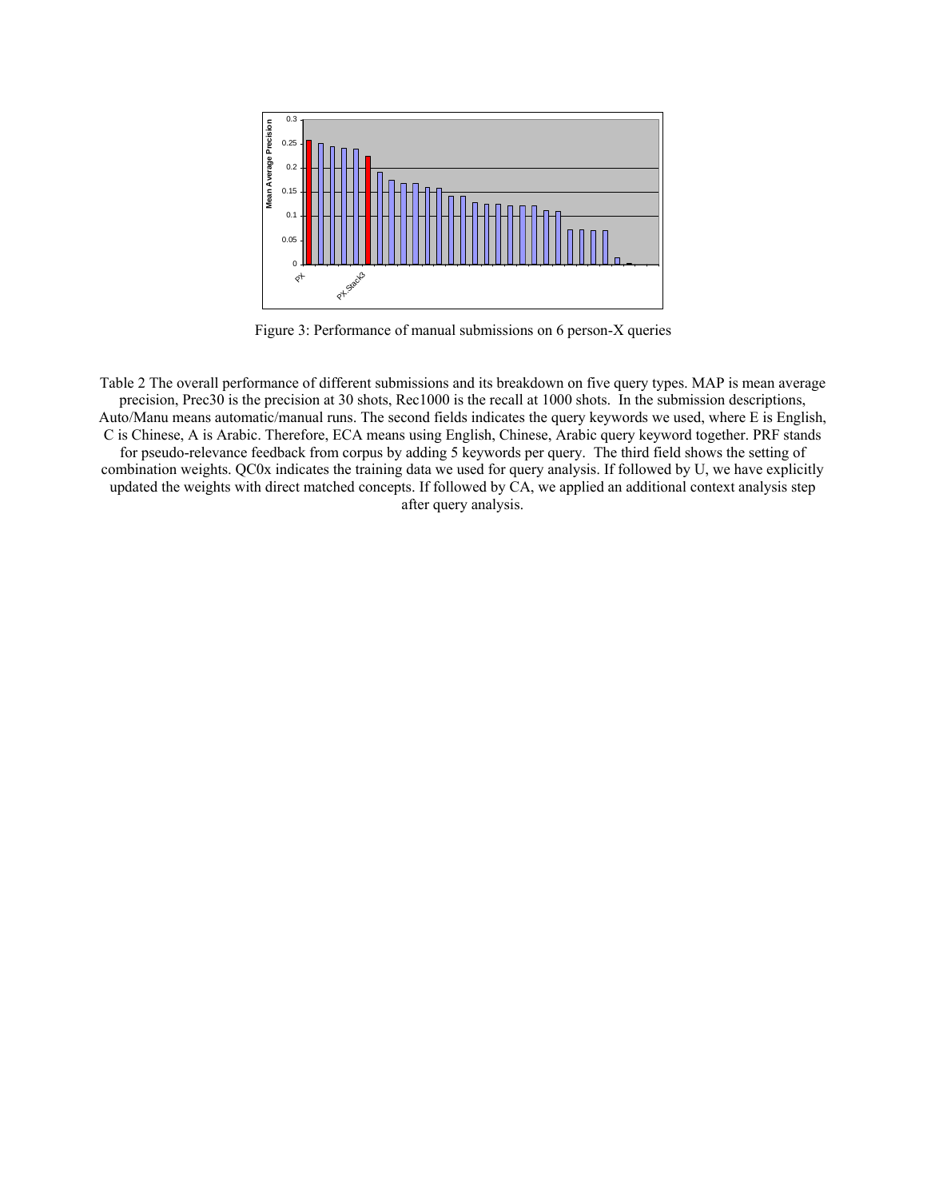Figure 3: Performance of manual submissions on 6 person-X queries

Table 2 The overall performance of different submissions and its breakdown on five query types. MAP is mean average precision, Prec30 is the precision at 30 shots, Rec1000 is the recall at 1000 shots. In the submission descriptions, Auto/Manu means automatic/manual runs. The second fields indicates the query keywords we used, where E is English, C is Chinese, A is Arabic. Therefore, ECA means using English, Chinese, Arabic query keyword together. PRF stands for pseudo-relevance feedback from corpus by adding 5 keywords per query. The third field shows the setting of combination weights. QC0x indicates the training data we used for query analysis. If followed by U, we have explicitly updated the weights with direct matched concepts. If followed by CA, we applied an additional context analysis step after query analysis.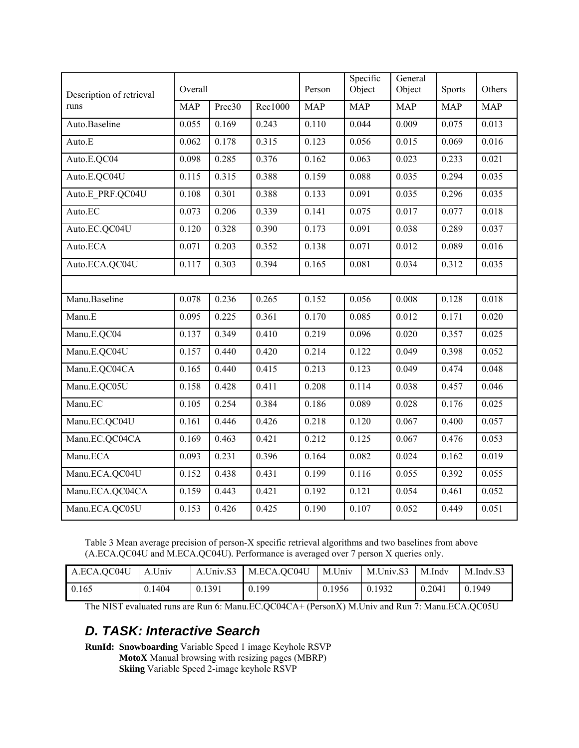| Description of retrieval runs | Overall | | | Person | Specific Object | General Object | Sports | Others |
|---|---|---|---|---|---|---|---|---|
| | MAP | Prec30 | Rec1000 | MAP | MAP | MAP | MAP | MAP |
| Auto.Baseline | 0.055 | 0.169 | 0.243 | 0.110 | 0.044 | 0.009 | 0.075 | 0.013 |
| Auto.E | 0.062 | 0.178 | 0.315 | 0.123 | 0.056 | 0.015 | 0.069 | 0.016 |
| Auto.E.QC04 | 0.098 | 0.285 | 0.376 | 0.162 | 0.063 | 0.023 | 0.233 | 0.021 |
| Auto.E.QC04U | 0.115 | 0.315 | 0.388 | 0.159 | 0.088 | 0.035 | 0.294 | 0.035 |
| Auto.E_PRF.QC04U | 0.108 | 0.301 | 0.388 | 0.133 | 0.091 | 0.035 | 0.296 | 0.035 |
| Auto.EC | 0.073 | 0.206 | 0.339 | 0.141 | 0.075 | 0.017 | 0.077 | 0.018 |
| Auto.EC.QC04U | 0.120 | 0.328 | 0.390 | 0.173 | 0.091 | 0.038 | 0.289 | 0.037 |
| Auto.ECA | 0.071 | 0.203 | 0.352 | 0.138 | 0.071 | 0.012 | 0.089 | 0.016 |
| Auto.ECA.QC04U | 0.117 | 0.303 | 0.394 | 0.165 | 0.081 | 0.034 | 0.312 | 0.035 |
| | | | | | | | | |
| Manu.Baseline | 0.078 | 0.236 | 0.265 | 0.152 | 0.056 | 0.008 | 0.128 | 0.018 |
| Manu.E | 0.095 | 0.225 | 0.361 | 0.170 | 0.085 | 0.012 | 0.171 | 0.020 |
| Manu.E.QC04 | 0.137 | 0.349 | 0.410 | 0.219 | 0.096 | 0.020 | 0.357 | 0.025 |
| Manu.E.QC04U | 0.157 | 0.440 | 0.420 | 0.214 | 0.122 | 0.049 | 0.398 | 0.052 |
| Manu.E.QC04CA | 0.165 | 0.440 | 0.415 | 0.213 | 0.123 | 0.049 | 0.474 | 0.048 |
| Manu.E.QC05U | 0.158 | 0.428 | 0.411 | 0.208 | 0.114 | 0.038 | 0.457 | 0.046 |
| Manu.EC | 0.105 | 0.254 | 0.384 | 0.186 | 0.089 | 0.028 | 0.176 | 0.025 |
| Manu.EC.QC04U | 0.161 | 0.446 | 0.426 | 0.218 | 0.120 | 0.067 | 0.400 | 0.057 |
| Manu.EC.QC04CA | 0.169 | 0.463 | 0.421 | 0.212 | 0.125 | 0.067 | 0.476 | 0.053 |
| Manu.ECA | 0.093 | 0.231 | 0.396 | 0.164 | 0.082 | 0.024 | 0.162 | 0.019 |
| Manu.ECA.QC04U | 0.152 | 0.438 | 0.431 | 0.199 | 0.116 | 0.055 | 0.392 | 0.055 |
| Manu.ECA.QC04CA | 0.159 | 0.443 | 0.421 | 0.192 | 0.121 | 0.054 | 0.461 | 0.052 |
| Manu.ECA.QC05U | 0.153 | 0.426 | 0.425 | 0.190 | 0.107 | 0.052 | 0.449 | 0.051 |

Table 3 Mean average precision of person-X specific retrieval algorithms and two baselines from above (A.ECA.QC04U and M.ECA.QC04U). Performance is averaged over 7 person X queries only.

| A.ECA.QC04U | A.Univ | A.Univ.S3 | M.ECA.QC04U | M.Univ | M.Univ.S3 | M.Indv | M.Indv.S3 |
|---|---|---|---|---|---|---|---|
| 0.165 | 0.1404 | 0.1391 | 0.199 | 0.1956 | 0.1932 | 0.2041 | 0.1949 |

The NIST evaluated runs are Run 6: Manu.EC.QC04CA+ (PersonX) M.Univ and Run 7: Manu.ECA.QC05U

## *D. TASK: Interactive Search*

**RunId:** **Snowboarding** Variable Speed 1 image Keyhole RSVP
**MotoX** Manual browsing with resizing pages (MBRP)
**Skiing** Variable Speed 2-image keyhole RSVP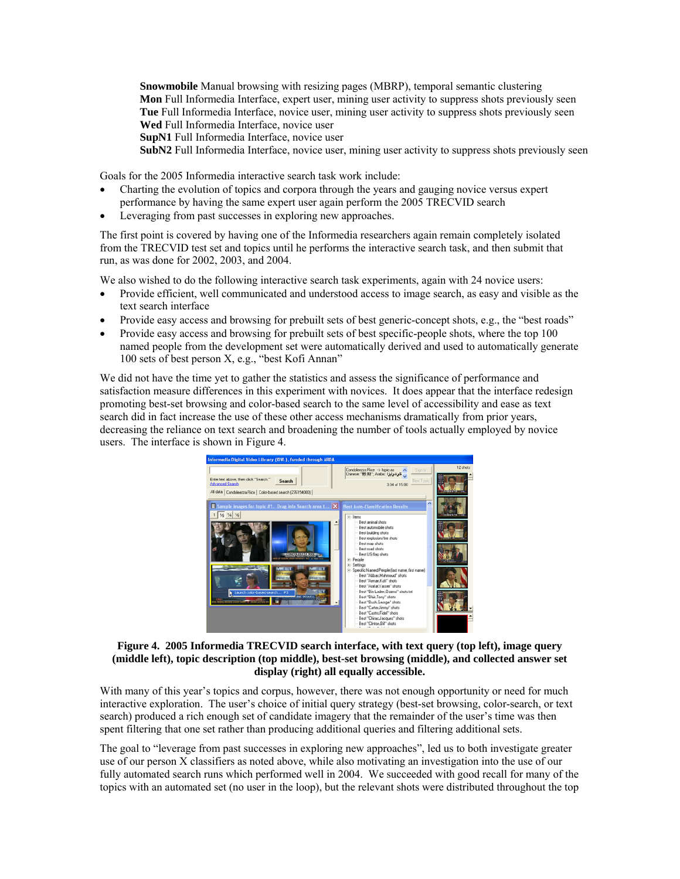**Snowmobile** Manual browsing with resizing pages (MBRP), temporal semantic clustering
**Mon** Full Informedia Interface, expert user, mining user activity to suppress shots previously seen
**Tue** Full Informedia Interface, novice user, mining user activity to suppress shots previously seen
**Wed** Full Informedia Interface, novice user
**SupN1** Full Informedia Interface, novice user
**SubN2** Full Informedia Interface, novice user, mining user activity to suppress shots previously seen

Goals for the 2005 Informedia interactive search task work include:

- Charting the evolution of topics and corpora through the years and gauging novice versus expert performance by having the same expert user again perform the 2005 TRECVID search
- Leveraging from past successes in exploring new approaches.

The first point is covered by having one of the Informedia researchers again remain completely isolated from the TRECVID test set and topics until he performs the interactive search task, and then submit that run, as was done for 2002, 2003, and 2004.

We also wished to do the following interactive search task experiments, again with 24 novice users:

- Provide efficient, well communicated and understood access to image search, as easy and visible as the text search interface
- Provide easy access and browsing for prebuilt sets of best generic-concept shots, e.g., the "best roads"
- Provide easy access and browsing for prebuilt sets of best specific-people shots, where the top 100 named people from the development set were automatically derived and used to automatically generate 100 sets of best person X, e.g., "best Kofi Annan"

We did not have the time yet to gather the statistics and assess the significance of performance and satisfaction measure differences in this experiment with novices. It does appear that the interface redesign promoting best-set browsing and color-based search to the same level of accessibility and ease as text search did in fact increase the use of these other access mechanisms dramatically from prior years, decreasing the reliance on text search and broadening the number of tools actually employed by novice users. The interface is shown in Figure 4.

**Figure 4. 2005 Informedia TRECVID search interface, with text query (top left), image query (middle left), topic description (top middle), best-set browsing (middle), and collected answer set display (right) all equally accessible.**

With many of this year's topics and corpus, however, there was not enough opportunity or need for much interactive exploration. The user's choice of initial query strategy (best-set browsing, color-search, or text search) produced a rich enough set of candidate imagery that the remainder of the user's time was then spent filtering that one set rather than producing additional queries and filtering additional sets.

The goal to "leverage from past successes in exploring new approaches", led us to both investigate greater use of our person X classifiers as noted above, while also motivating an investigation into the use of our fully automated search runs which performed well in 2004. We succeeded with good recall for many of the topics with an automated set (no user in the loop), but the relevant shots were distributed throughout the top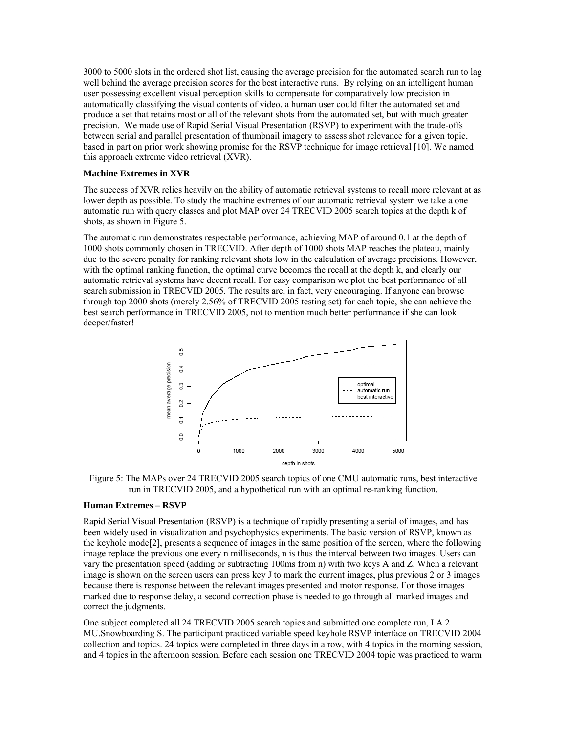3000 to 5000 slots in the ordered shot list, causing the average precision for the automated search run to lag well behind the average precision scores for the best interactive runs. By relying on an intelligent human user possessing excellent visual perception skills to compensate for comparatively low precision in automatically classifying the visual contents of video, a human user could filter the automated set and produce a set that retains most or all of the relevant shots from the automated set, but with much greater precision. We made use of Rapid Serial Visual Presentation (RSVP) to experiment with the trade-offs between serial and parallel presentation of thumbnail imagery to assess shot relevance for a given topic, based in part on prior work showing promise for the RSVP technique for image retrieval [10]. We named this approach extreme video retrieval (XVR).

**Machine Extremes in XVR**

The success of XVR relies heavily on the ability of automatic retrieval systems to recall more relevant at as lower depth as possible. To study the machine extremes of our automatic retrieval system we take a one automatic run with query classes and plot MAP over 24 TRECVID 2005 search topics at the depth k of shots, as shown in Figure 5.

The automatic run demonstrates respectable performance, achieving MAP of around 0.1 at the depth of 1000 shots commonly chosen in TRECVID. After depth of 1000 shots MAP reaches the plateau, mainly due to the severe penalty for ranking relevant shots low in the calculation of average precisions. However, with the optimal ranking function, the optimal curve becomes the recall at the depth k, and clearly our automatic retrieval systems have decent recall. For easy comparison we plot the best performance of all search submission in TRECVID 2005. The results are, in fact, very encouraging. If anyone can browse through top 2000 shots (merely 2.56% of TRECVID 2005 testing set) for each topic, she can achieve the best search performance in TRECVID 2005, not to mention much better performance if she can look deeper/faster!

Figure 5: The MAPs over 24 TRECVID 2005 search topics of one CMU automatic runs, best interactive run in TRECVID 2005, and a hypothetical run with an optimal re-ranking function.

**Human Extremes – RSVP**

Rapid Serial Visual Presentation (RSVP) is a technique of rapidly presenting a serial of images, and has been widely used in visualization and psychophysics experiments. The basic version of RSVP, known as the keyhole mode[2], presents a sequence of images in the same position of the screen, where the following image replace the previous one every n milliseconds, n is thus the interval between two images. Users can vary the presentation speed (adding or subtracting 100ms from n) with two keys A and Z. When a relevant image is shown on the screen users can press key J to mark the current images, plus previous 2 or 3 images because there is response between the relevant images presented and motor response. For those images marked due to response delay, a second correction phase is needed to go through all marked images and correct the judgments.

One subject completed all 24 TRECVID 2005 search topics and submitted one complete run, I A 2 MU.Snowboarding S. The participant practiced variable speed keyhole RSVP interface on TRECVID 2004 collection and topics. 24 topics were completed in three days in a row, with 4 topics in the morning session, and 4 topics in the afternoon session. Before each session one TRECVID 2004 topic was practiced to warm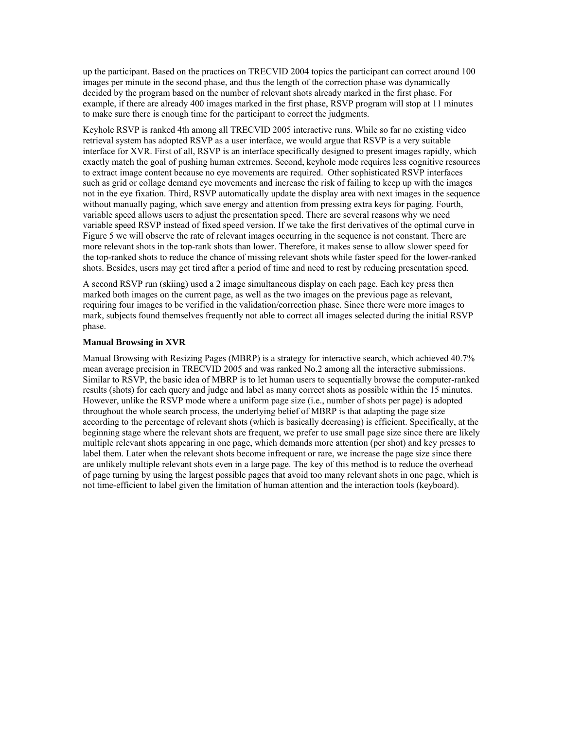up the participant. Based on the practices on TRECVID 2004 topics the participant can correct around 100 images per minute in the second phase, and thus the length of the correction phase was dynamically decided by the program based on the number of relevant shots already marked in the first phase. For example, if there are already 400 images marked in the first phase, RSVP program will stop at 11 minutes to make sure there is enough time for the participant to correct the judgments.

Keyhole RSVP is ranked 4th among all TRECVID 2005 interactive runs. While so far no existing video retrieval system has adopted RSVP as a user interface, we would argue that RSVP is a very suitable interface for XVR. First of all, RSVP is an interface specifically designed to present images rapidly, which exactly match the goal of pushing human extremes. Second, keyhole mode requires less cognitive resources to extract image content because no eye movements are required. Other sophisticated RSVP interfaces such as grid or collage demand eye movements and increase the risk of failing to keep up with the images not in the eye fixation. Third, RSVP automatically update the display area with next images in the sequence without manually paging, which save energy and attention from pressing extra keys for paging. Fourth, variable speed allows users to adjust the presentation speed. There are several reasons why we need variable speed RSVP instead of fixed speed version. If we take the first derivatives of the optimal curve in Figure 5 we will observe the rate of relevant images occurring in the sequence is not constant. There are more relevant shots in the top-rank shots than lower. Therefore, it makes sense to allow slower speed for the top-ranked shots to reduce the chance of missing relevant shots while faster speed for the lower-ranked shots. Besides, users may get tired after a period of time and need to rest by reducing presentation speed.

A second RSVP run (skiing) used a 2 image simultaneous display on each page. Each key press then marked both images on the current page, as well as the two images on the previous page as relevant, requiring four images to be verified in the validation/correction phase. Since there were more images to mark, subjects found themselves frequently not able to correct all images selected during the initial RSVP phase.

**Manual Browsing in XVR**

Manual Browsing with Resizing Pages (MBRP) is a strategy for interactive search, which achieved 40.7% mean average precision in TRECVID 2005 and was ranked No.2 among all the interactive submissions. Similar to RSVP, the basic idea of MBRP is to let human users to sequentially browse the computer-ranked results (shots) for each query and judge and label as many correct shots as possible within the 15 minutes. However, unlike the RSVP mode where a uniform page size (i.e., number of shots per page) is adopted throughout the whole search process, the underlying belief of MBRP is that adapting the page size according to the percentage of relevant shots (which is basically decreasing) is efficient. Specifically, at the beginning stage where the relevant shots are frequent, we prefer to use small page size since there are likely multiple relevant shots appearing in one page, which demands more attention (per shot) and key presses to label them. Later when the relevant shots become infrequent or rare, we increase the page size since there are unlikely multiple relevant shots even in a large page. The key of this method is to reduce the overhead of page turning by using the largest possible pages that avoid too many relevant shots in one page, which is not time-efficient to label given the limitation of human attention and the interaction tools (keyboard).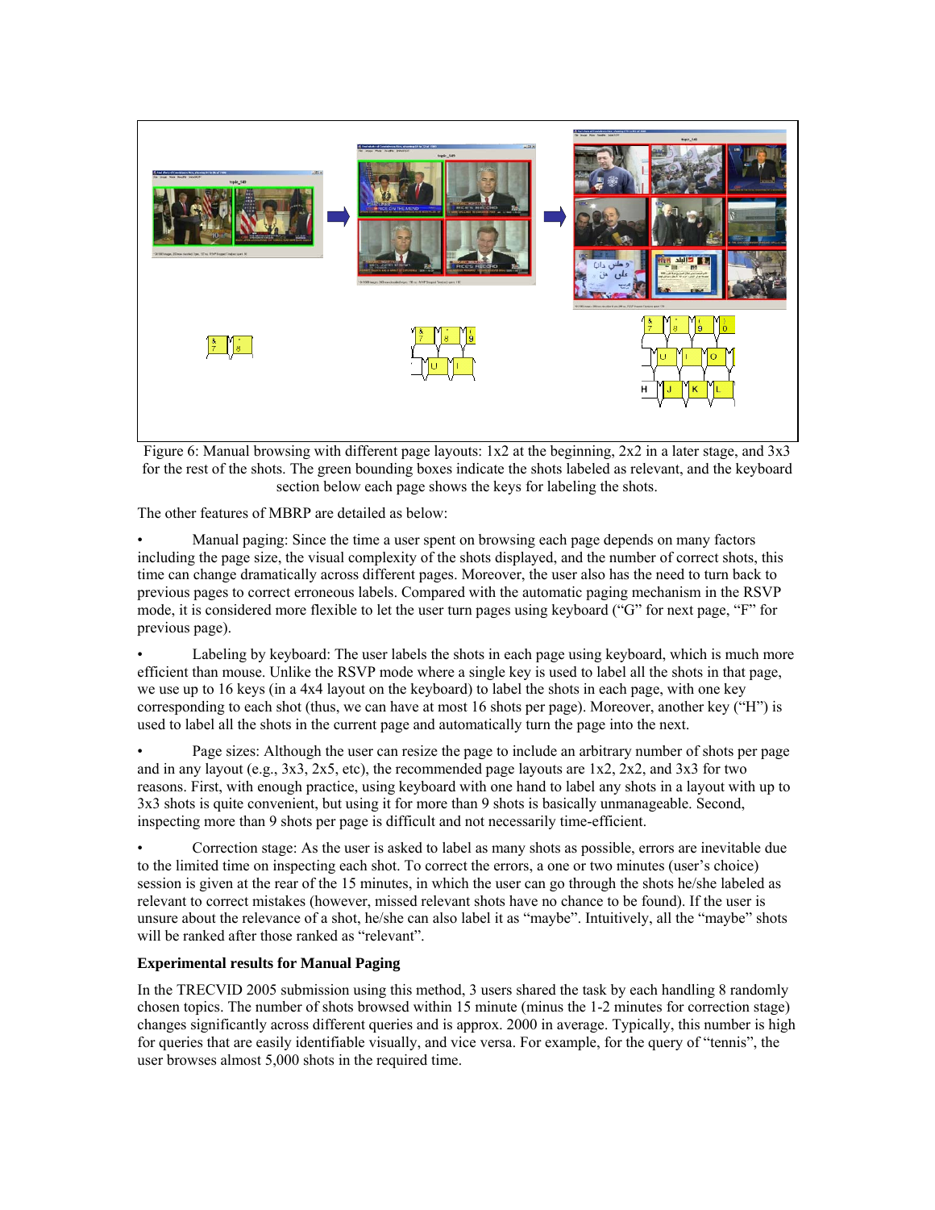Figure 6: Manual browsing with different page layouts: 1x2 at the beginning, 2x2 in a later stage, and 3x3 for the rest of the shots. The green bounding boxes indicate the shots labeled as relevant, and the keyboard section below each page shows the keys for labeling the shots.

The other features of MBRP are detailed as below:

- Manual paging: Since the time a user spent on browsing each page depends on many factors including the page size, the visual complexity of the shots displayed, and the number of correct shots, this time can change dramatically across different pages. Moreover, the user also has the need to turn back to previous pages to correct erroneous labels. Compared with the automatic paging mechanism in the RSVP mode, it is considered more flexible to let the user turn pages using keyboard ("G" for next page, "F" for previous page).

- Labeling by keyboard: The user labels the shots in each page using keyboard, which is much more efficient than mouse. Unlike the RSVP mode where a single key is used to label all the shots in that page, we use up to 16 keys (in a 4x4 layout on the keyboard) to label the shots in each page, with one key corresponding to each shot (thus, we can have at most 16 shots per page). Moreover, another key ("H") is used to label all the shots in the current page and automatically turn the page into the next.

- Page sizes: Although the user can resize the page to include an arbitrary number of shots per page and in any layout (e.g., 3x3, 2x5, etc), the recommended page layouts are 1x2, 2x2, and 3x3 for two reasons. First, with enough practice, using keyboard with one hand to label any shots in a layout with up to 3x3 shots is quite convenient, but using it for more than 9 shots is basically unmanageable. Second, inspecting more than 9 shots per page is difficult and not necessarily time-efficient.

- Correction stage: As the user is asked to label as many shots as possible, errors are inevitable due to the limited time on inspecting each shot. To correct the errors, a one or two minutes (user's choice) session is given at the rear of the 15 minutes, in which the user can go through the shots he/she labeled as relevant to correct mistakes (however, missed relevant shots have no chance to be found). If the user is unsure about the relevance of a shot, he/she can also label it as "maybe". Intuitively, all the "maybe" shots will be ranked after those ranked as "relevant".

**Experimental results for Manual Paging**

In the TRECVID 2005 submission using this method, 3 users shared the task by each handling 8 randomly chosen topics. The number of shots browsed within 15 minute (minus the 1-2 minutes for correction stage) changes significantly across different queries and is approx. 2000 in average. Typically, this number is high for queries that are easily identifiable visually, and vice versa. For example, for the query of "tennis", the user browses almost 5,000 shots in the required time.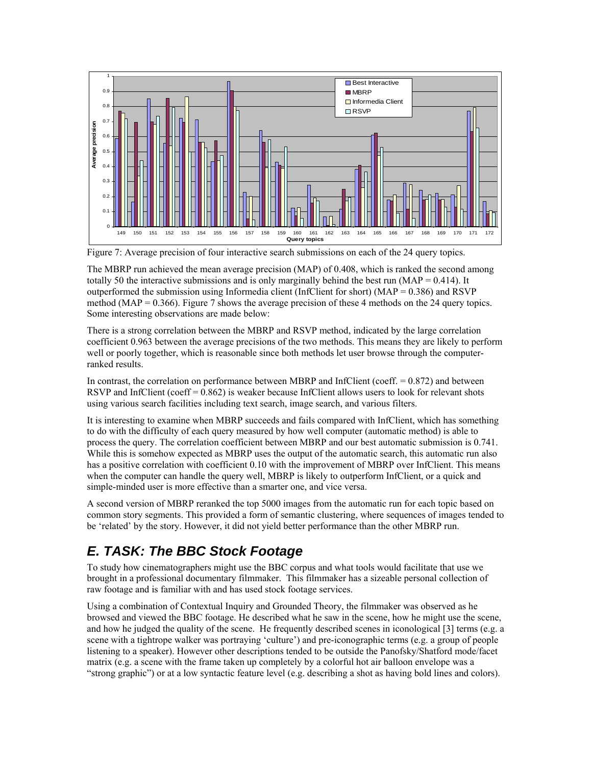Figure 7: Average precision of four interactive search submissions on each of the 24 query topics.

The MBRP run achieved the mean average precision (MAP) of 0.408, which is ranked the second among totally 50 the interactive submissions and is only marginally behind the best run (MAP = 0.414). It outperformed the submission using Informedia client (InfClient for short) (MAP = 0.386) and RSVP method (MAP = 0.366). Figure 7 shows the average precision of these 4 methods on the 24 query topics. Some interesting observations are made below:

There is a strong correlation between the MBRP and RSVP method, indicated by the large correlation coefficient 0.963 between the average precisions of the two methods. This means they are likely to perform well or poorly together, which is reasonable since both methods let user browse through the computer-ranked results.

In contrast, the correlation on performance between MBRP and InfClient (coeff. = 0.872) and between RSVP and InfClient (coeff = 0.862) is weaker because InfClient allows users to look for relevant shots using various search facilities including text search, image search, and various filters.

It is interesting to examine when MBRP succeeds and fails compared with InfClient, which has something to do with the difficulty of each query measured by how well computer (automatic method) is able to process the query. The correlation coefficient between MBRP and our best automatic submission is 0.741. While this is somehow expected as MBRP uses the output of the automatic search, this automatic run also has a positive correlation with coefficient 0.10 with the improvement of MBRP over InfClient. This means when the computer can handle the query well, MBRP is likely to outperform InfClient, or a quick and simple-minded user is more effective than a smarter one, and vice versa.

A second version of MBRP reranked the top 5000 images from the automatic run for each topic based on common story segments. This provided a form of semantic clustering, where sequences of images tended to be 'related' by the story. However, it did not yield better performance than the other MBRP run.

## E. TASK: The BBC Stock Footage

To study how cinematographers might use the BBC corpus and what tools would facilitate that use we brought in a professional documentary filmmaker. This filmmaker has a sizeable personal collection of raw footage and is familiar with and has used stock footage services.

Using a combination of Contextual Inquiry and Grounded Theory, the filmmaker was observed as he browsed and viewed the BBC footage. He described what he saw in the scene, how he might use the scene, and how he judged the quality of the scene. He frequently described scenes in iconological [3] terms (e.g. a scene with a tightrope walker was portraying 'culture') and pre-iconographic terms (e.g. a group of people listening to a speaker). However other descriptions tended to be outside the Panofsky/Shatford mode/facet matrix (e.g. a scene with the frame taken up completely by a colorful hot air balloon envelope was a "strong graphic") or at a low syntactic feature level (e.g. describing a shot as having bold lines and colors).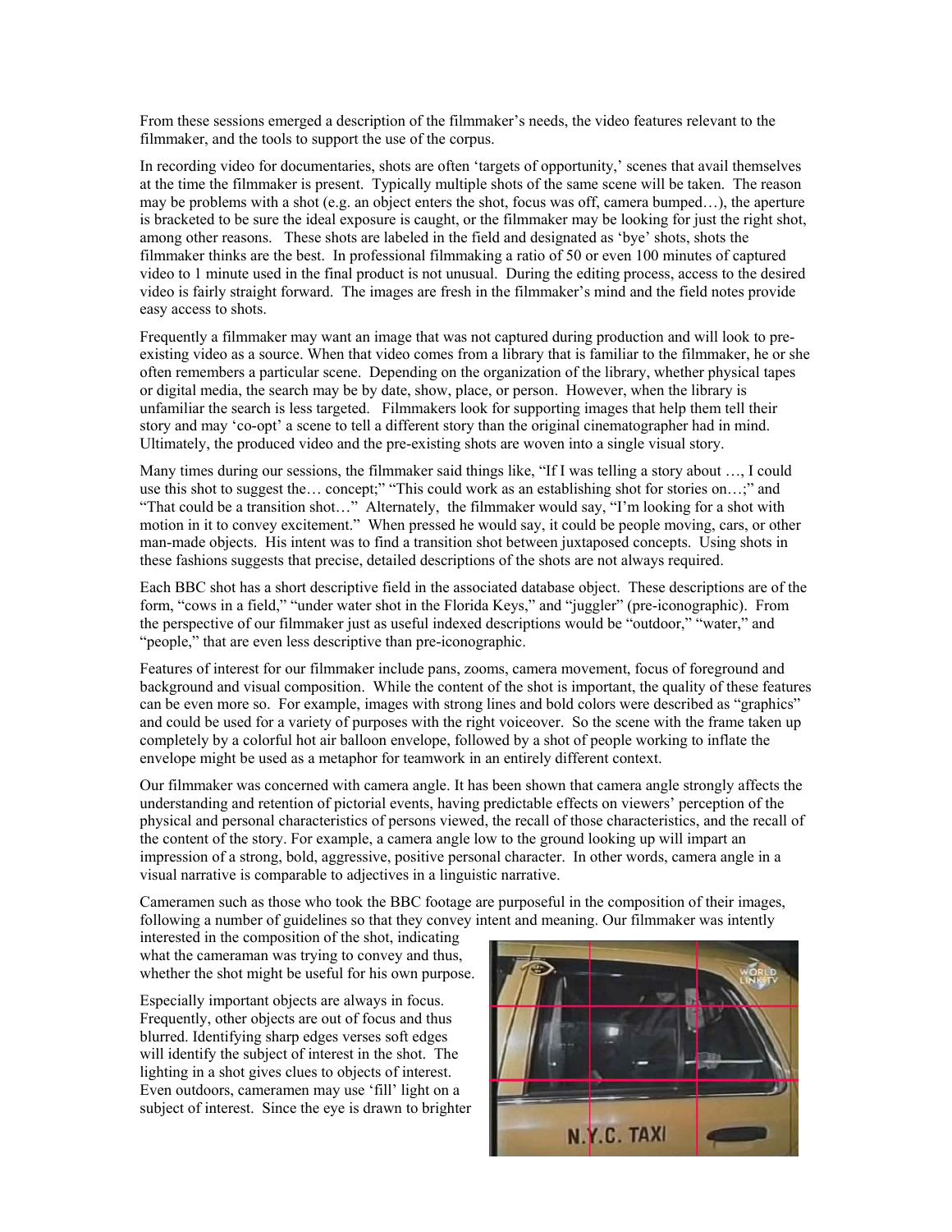From these sessions emerged a description of the filmmaker's needs, the video features relevant to the filmmaker, and the tools to support the use of the corpus.

In recording video for documentaries, shots are often 'targets of opportunity,' scenes that avail themselves at the time the filmmaker is present. Typically multiple shots of the same scene will be taken. The reason may be problems with a shot (e.g. an object enters the shot, focus was off, camera bumped…), the aperture is bracketed to be sure the ideal exposure is caught, or the filmmaker may be looking for just the right shot, among other reasons. These shots are labeled in the field and designated as 'bye' shots, shots the filmmaker thinks are the best. In professional filmmaking a ratio of 50 or even 100 minutes of captured video to 1 minute used in the final product is not unusual. During the editing process, access to the desired video is fairly straight forward. The images are fresh in the filmmaker's mind and the field notes provide easy access to shots.

Frequently a filmmaker may want an image that was not captured during production and will look to pre-existing video as a source. When that video comes from a library that is familiar to the filmmaker, he or she often remembers a particular scene. Depending on the organization of the library, whether physical tapes or digital media, the search may be by date, show, place, or person. However, when the library is unfamiliar the search is less targeted. Filmmakers look for supporting images that help them tell their story and may 'co-opt' a scene to tell a different story than the original cinematographer had in mind. Ultimately, the produced video and the pre-existing shots are woven into a single visual story.

Many times during our sessions, the filmmaker said things like, "If I was telling a story about …, I could use this shot to suggest the… concept;" "This could work as an establishing shot for stories on…;" and "That could be a transition shot…" Alternately, the filmmaker would say, "I'm looking for a shot with motion in it to convey excitement." When pressed he would say, it could be people moving, cars, or other man-made objects. His intent was to find a transition shot between juxtaposed concepts. Using shots in these fashions suggests that precise, detailed descriptions of the shots are not always required.

Each BBC shot has a short descriptive field in the associated database object. These descriptions are of the form, "cows in a field," "under water shot in the Florida Keys," and "juggler" (pre-iconographic). From the perspective of our filmmaker just as useful indexed descriptions would be "outdoor," "water," and "people," that are even less descriptive than pre-iconographic.

Features of interest for our filmmaker include pans, zooms, camera movement, focus of foreground and background and visual composition. While the content of the shot is important, the quality of these features can be even more so. For example, images with strong lines and bold colors were described as "graphics" and could be used for a variety of purposes with the right voiceover. So the scene with the frame taken up completely by a colorful hot air balloon envelope, followed by a shot of people working to inflate the envelope might be used as a metaphor for teamwork in an entirely different context.

Our filmmaker was concerned with camera angle. It has been shown that camera angle strongly affects the understanding and retention of pictorial events, having predictable effects on viewers' perception of the physical and personal characteristics of persons viewed, the recall of those characteristics, and the recall of the content of the story. For example, a camera angle low to the ground looking up will impart an impression of a strong, bold, aggressive, positive personal character. In other words, camera angle in a visual narrative is comparable to adjectives in a linguistic narrative.

Cameramen such as those who took the BBC footage are purposeful in the composition of their images, following a number of guidelines so that they convey intent and meaning. Our filmmaker was intently interested in the composition of the shot, indicating what the cameraman was trying to convey and thus, whether the shot might be useful for his own purpose.

Especially important objects are always in focus. Frequently, other objects are out of focus and thus blurred. Identifying sharp edges verses soft edges will identify the subject of interest in the shot. The lighting in a shot gives clues to objects of interest. Even outdoors, cameramen may use 'fill' light on a subject of interest. Since the eye is drawn to brighter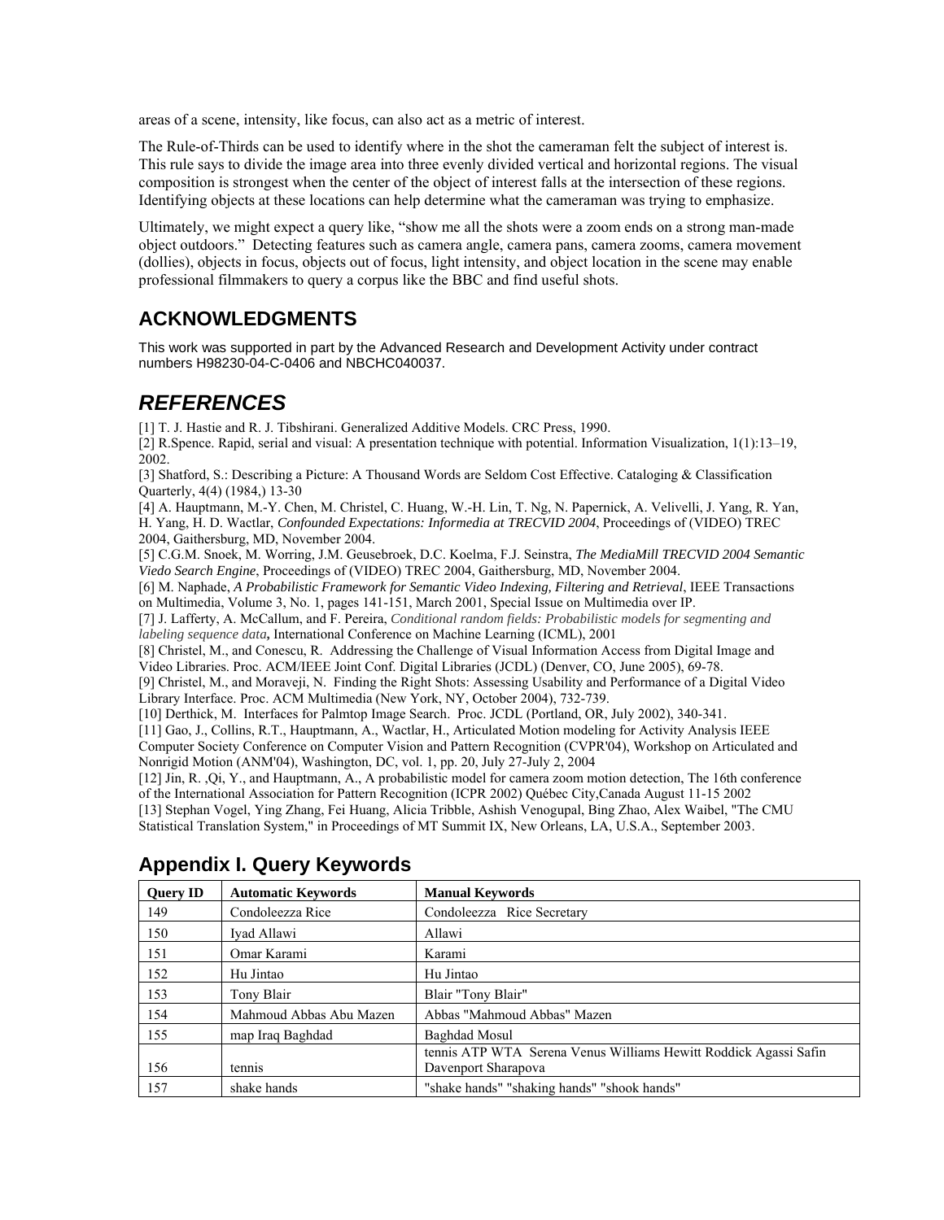areas of a scene, intensity, like focus, can also act as a metric of interest.

The Rule-of-Thirds can be used to identify where in the shot the cameraman felt the subject of interest is. This rule says to divide the image area into three evenly divided vertical and horizontal regions. The visual composition is strongest when the center of the object of interest falls at the intersection of these regions. Identifying objects at these locations can help determine what the cameraman was trying to emphasize.

Ultimately, we might expect a query like, "show me all the shots were a zoom ends on a strong man-made object outdoors." Detecting features such as camera angle, camera pans, camera zooms, camera movement (dollies), objects in focus, objects out of focus, light intensity, and object location in the scene may enable professional filmmakers to query a corpus like the BBC and find useful shots.

## ACKNOWLEDGMENTS

This work was supported in part by the Advanced Research and Development Activity under contract numbers H98230-04-C-0406 and NBCHC040037.

## *REFERENCES*

[1] T. J. Hastie and R. J. Tibshirani. Generalized Additive Models. CRC Press, 1990.

[2] R.Spence. Rapid, serial and visual: A presentation technique with potential. Information Visualization, 1(1):13–19, 2002.

[3] Shatford, S.: Describing a Picture: A Thousand Words are Seldom Cost Effective. Cataloging & Classification Quarterly, 4(4) (1984,) 13-30

[4] A. Hauptmann, M.-Y. Chen, M. Christel, C. Huang, W.-H. Lin, T. Ng, N. Papernick, A. Velivelli, J. Yang, R. Yan, H. Yang, H. D. Wactlar, *Confounded Expectations: Informedia at TRECVID 2004*, Proceedings of (VIDEO) TREC 2004, Gaithersburg, MD, November 2004.

[5] C.G.M. Snoek, M. Worring, J.M. Geusebroek, D.C. Koelma, F.J. Seinstra, *The MediaMill TRECVID 2004 Semantic Viedo Search Engine*, Proceedings of (VIDEO) TREC 2004, Gaithersburg, MD, November 2004.

[6] M. Naphade, *A Probabilistic Framework for Semantic Video Indexing, Filtering and Retrieval*, IEEE Transactions on Multimedia, Volume 3, No. 1, pages 141-151, March 2001, Special Issue on Multimedia over IP.

[7] J. Lafferty, A. McCallum, and F. Pereira, *Conditional random fields: Probabilistic models for segmenting and labeling sequence data***,** International Conference on Machine Learning (ICML), 2001

[8] Christel, M., and Conescu, R. Addressing the Challenge of Visual Information Access from Digital Image and Video Libraries. Proc. ACM/IEEE Joint Conf. Digital Libraries (JCDL) (Denver, CO, June 2005), 69-78.

[9] Christel, M., and Moraveji, N. Finding the Right Shots: Assessing Usability and Performance of a Digital Video Library Interface. Proc. ACM Multimedia (New York, NY, October 2004), 732-739.

[10] Derthick, M. Interfaces for Palmtop Image Search. Proc. JCDL (Portland, OR, July 2002), 340-341.

[11] Gao, J., Collins, R.T., Hauptmann, A., Wactlar, H., Articulated Motion modeling for Activity Analysis IEEE Computer Society Conference on Computer Vision and Pattern Recognition (CVPR'04), Workshop on Articulated and Nonrigid Motion (ANM'04), Washington, DC, vol. 1, pp. 20, July 27-July 2, 2004

[12] Jin, R. ,Qi, Y., and Hauptmann, A., A probabilistic model for camera zoom motion detection, The 16th conference of the International Association for Pattern Recognition (ICPR 2002) Québec City,Canada August 11-15 2002

[13] Stephan Vogel, Ying Zhang, Fei Huang, Alicia Tribble, Ashish Venogupal, Bing Zhao, Alex Waibel, "The CMU Statistical Translation System," in Proceedings of MT Summit IX, New Orleans, LA, U.S.A., September 2003.

## Appendix I. Query Keywords

| Query ID | Automatic Keywords | Manual Keywords |
|---|---|---|
| 149 | Condoleezza Rice | Condoleezza Rice Secretary |
| 150 | Iyad Allawi | Allawi |
| 151 | Omar Karami | Karami |
| 152 | Hu Jintao | Hu Jintao |
| 153 | Tony Blair | Blair "Tony Blair" |
| 154 | Mahmoud Abbas Abu Mazen | Abbas "Mahmoud Abbas" Mazen |
| 155 | map Iraq Baghdad | Baghdad Mosul |
| 156 | tennis | tennis ATP WTA Serena Venus Williams Hewitt Roddick Agassi Safin Davenport Sharapova |
| 157 | shake hands | "shake hands" "shaking hands" "shook hands" |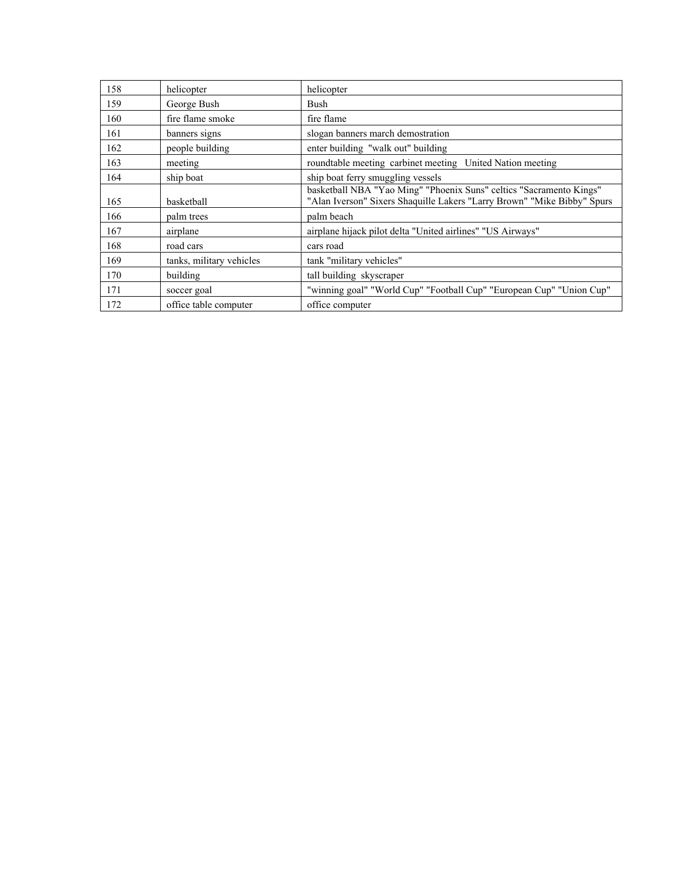| | | |
|---|---|---|
| 158 | helicopter | helicopter |
| 159 | George Bush | Bush |
| 160 | fire flame smoke | fire flame |
| 161 | banners signs | slogan banners march demostration |
| 162 | people building | enter building "walk out" building |
| 163 | meeting | roundtable meeting carbinet meeting United Nation meeting |
| 164 | ship boat | ship boat ferry smuggling vessels |
| 165 | basketball | basketball NBA "Yao Ming" "Phoenix Suns" celtics "Sacramento Kings" "Alan Iverson" Sixers Shaquille Lakers "Larry Brown" "Mike Bibby" Spurs |
| 166 | palm trees | palm beach |
| 167 | airplane | airplane hijack pilot delta "United airlines" "US Airways" |
| 168 | road cars | cars road |
| 169 | tanks, military vehicles | tank "military vehicles" |
| 170 | building | tall building skyscraper |
| 171 | soccer goal | "winning goal" "World Cup" "Football Cup" "European Cup" "Union Cup" |
| 172 | office table computer | office computer |